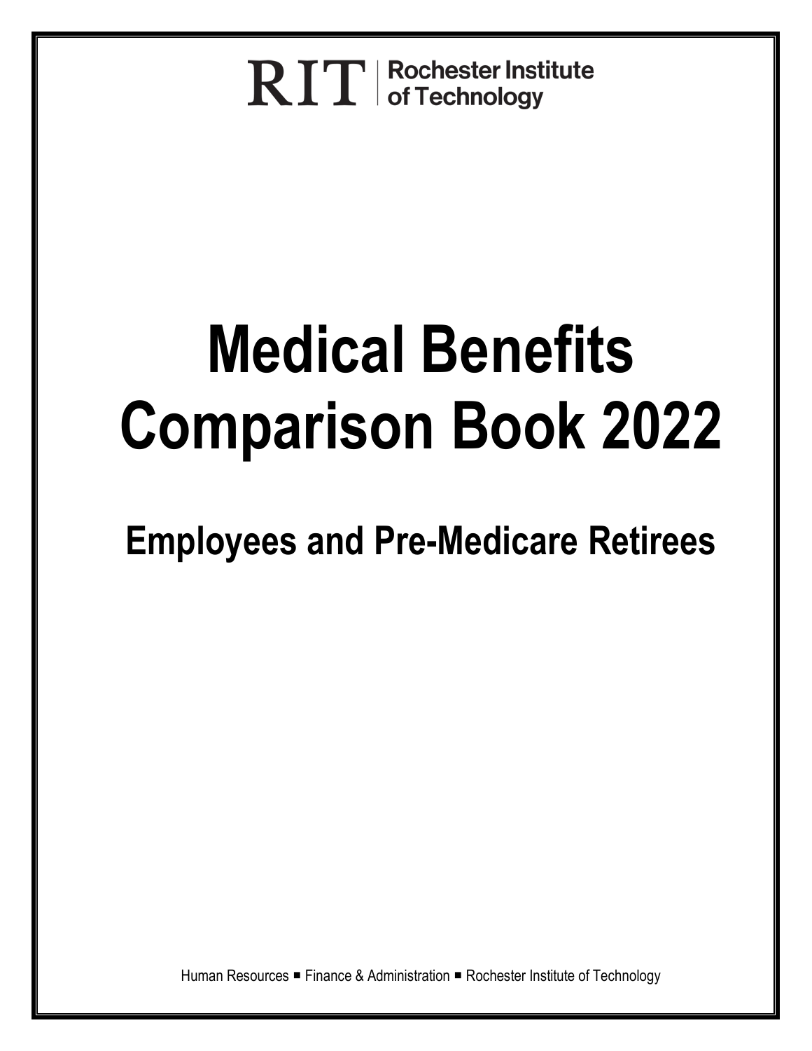RIT | Rochester Institute of Technology

# Medical Benefits Comparison Book 2022

## Employees and Pre-Medicare Retirees

Human Resources ■ Finance & Administration ■ Rochester Institute of Technology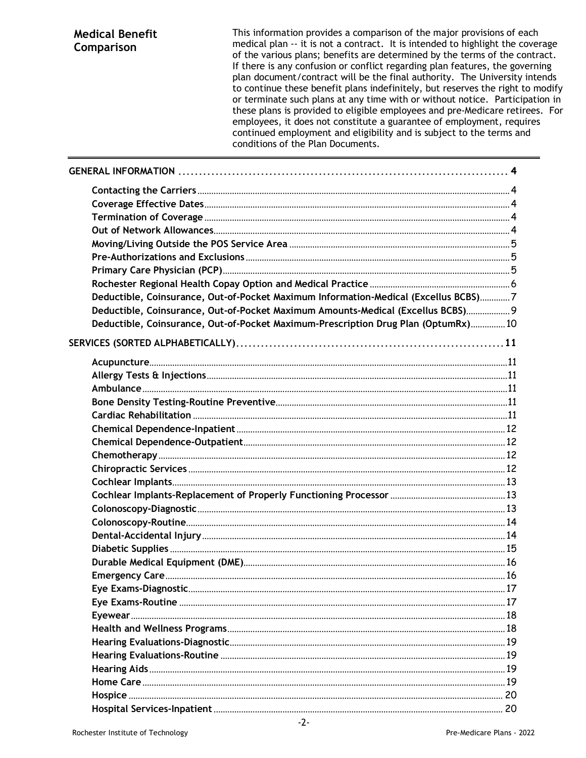## Medical Benefit Comparison

This information provides a comparison of the major provisions of each medical plan -- it is not a contract. It is intended to highlight the coverage of the various plans; benefits are determined by the terms of the contract. If there is any confusion or conflict regarding plan features, the governing plan document/contract will be the final authority. The University intends to continue these benefit plans indefinitely, but reserves the right to modify or terminate such plans at any time with or without notice. Participation in these plans is provided to eligible employees and pre-Medicare retirees. For employees, it does not constitute a guarantee of employment, requires continued employment and eligibility and is subject to the terms and conditions of the Plan Documents.

---

**GENERAL INFORMATION** .......... 4

- **Contacting the Carriers** .......... 4
- **Coverage Effective Dates** .......... 4
- **Termination of Coverage** .......... 4
- **Out of Network Allowances** .......... 4
- **Moving/Living Outside the POS Service Area** .......... 5
- **Pre-Authorizations and Exclusions** .......... 5
- **Primary Care Physician (PCP)** .......... 5
- **Rochester Regional Health Copay Option and Medical Practice** .......... 6
- **Deductible, Coinsurance, Out-of-Pocket Maximum Information-Medical (Excellus BCBS)** .......... 7
- **Deductible, Coinsurance, Out-of-Pocket Maximum Amounts-Medical (Excellus BCBS)** .......... 9
- **Deductible, Coinsurance, Out-of-Pocket Maximum-Prescription Drug Plan (OptumRx)** .......... 10

**SERVICES (SORTED ALPHABETICALLY)** .......... 11

- **Acupuncture** .......... 11
- **Allergy Tests & Injections** .......... 11
- **Ambulance** .......... 11
- **Bone Density Testing-Routine Preventive** .......... 11
- **Cardiac Rehabilitation** .......... 11
- **Chemical Dependence-Inpatient** .......... 12
- **Chemical Dependence-Outpatient** .......... 12
- **Chemotherapy** .......... 12
- **Chiropractic Services** .......... 12
- **Cochlear Implants** .......... 13
- **Cochlear Implants-Replacement of Properly Functioning Processor** .......... 13
- **Colonoscopy-Diagnostic** .......... 13
- **Colonoscopy-Routine** .......... 14
- **Dental-Accidental Injury** .......... 14
- **Diabetic Supplies** .......... 15
- **Durable Medical Equipment (DME)** .......... 16
- **Emergency Care** .......... 16
- **Eye Exams-Diagnostic** .......... 17
- **Eye Exams-Routine** .......... 17
- **Eyewear** .......... 18
- **Health and Wellness Programs** .......... 18
- **Hearing Evaluations-Diagnostic** .......... 19
- **Hearing Evaluations-Routine** .......... 19
- **Hearing Aids** .......... 19
- **Home Care** .......... 19
- **Hospice** .......... 20
- **Hospital Services-Inpatient** .......... 20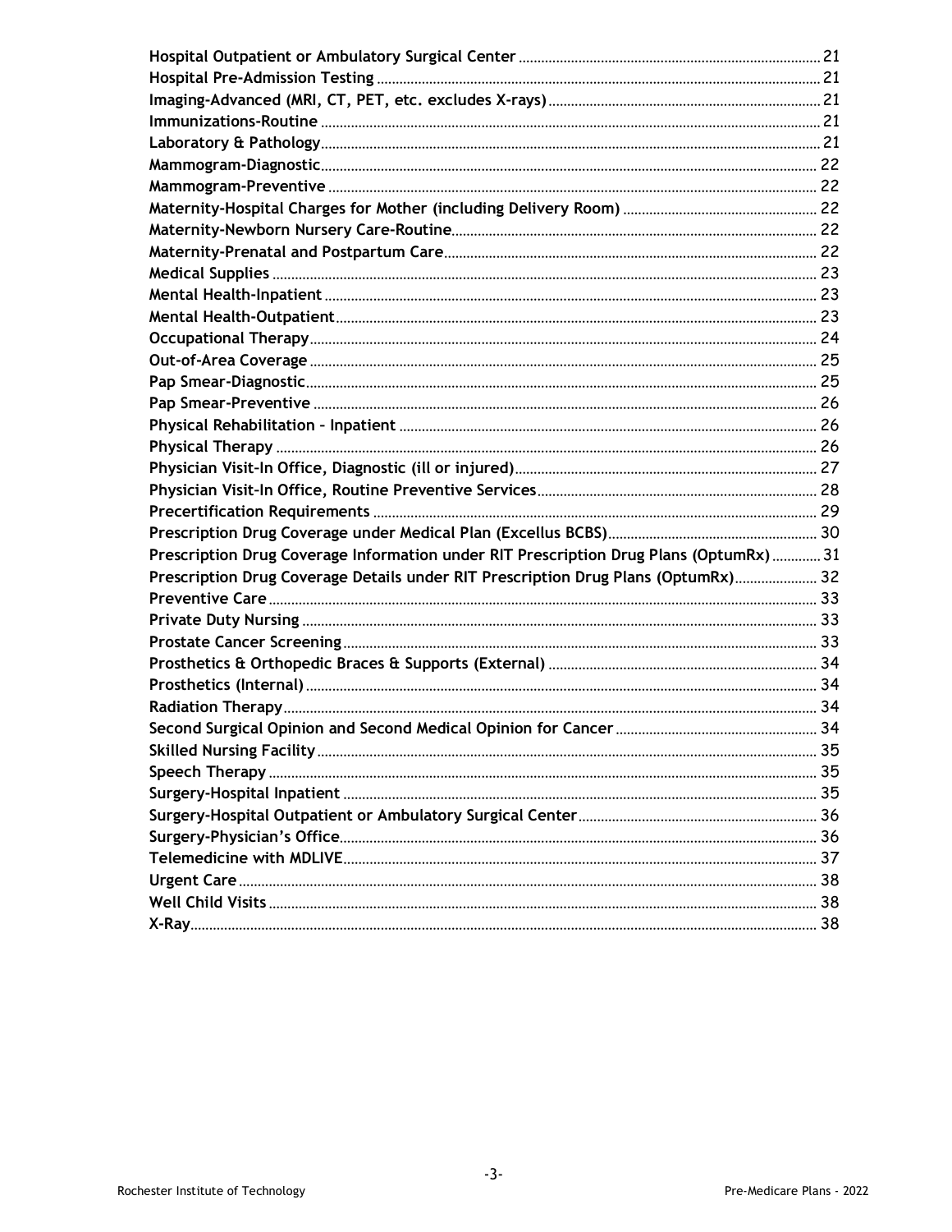| | |
|---|---|
| **Hospital Outpatient or Ambulatory Surgical Center** | 21 |
| **Hospital Pre-Admission Testing** | 21 |
| **Imaging-Advanced (MRI, CT, PET, etc. excludes X-rays)** | 21 |
| **Immunizations-Routine** | 21 |
| **Laboratory & Pathology** | 21 |
| **Mammogram-Diagnostic** | 22 |
| **Mammogram-Preventive** | 22 |
| **Maternity-Hospital Charges for Mother (including Delivery Room)** | 22 |
| **Maternity-Newborn Nursery Care-Routine** | 22 |
| **Maternity-Prenatal and Postpartum Care** | 22 |
| **Medical Supplies** | 23 |
| **Mental Health-Inpatient** | 23 |
| **Mental Health-Outpatient** | 23 |
| **Occupational Therapy** | 24 |
| **Out-of-Area Coverage** | 25 |
| **Pap Smear-Diagnostic** | 25 |
| **Pap Smear-Preventive** | 26 |
| **Physical Rehabilitation – Inpatient** | 26 |
| **Physical Therapy** | 26 |
| **Physician Visit-In Office, Diagnostic (ill or injured)** | 27 |
| **Physician Visit-In Office, Routine Preventive Services** | 28 |
| **Precertification Requirements** | 29 |
| **Prescription Drug Coverage under Medical Plan (Excellus BCBS)** | 30 |
| **Prescription Drug Coverage Information under RIT Prescription Drug Plans (OptumRx)** | 31 |
| **Prescription Drug Coverage Details under RIT Prescription Drug Plans (OptumRx)** | 32 |
| **Preventive Care** | 33 |
| **Private Duty Nursing** | 33 |
| **Prostate Cancer Screening** | 33 |
| **Prosthetics & Orthopedic Braces & Supports (External)** | 34 |
| **Prosthetics (Internal)** | 34 |
| **Radiation Therapy** | 34 |
| **Second Surgical Opinion and Second Medical Opinion for Cancer** | 34 |
| **Skilled Nursing Facility** | 35 |
| **Speech Therapy** | 35 |
| **Surgery-Hospital Inpatient** | 35 |
| **Surgery-Hospital Outpatient or Ambulatory Surgical Center** | 36 |
| **Surgery-Physician's Office** | 36 |
| **Telemedicine with MDLIVE** | 37 |
| **Urgent Care** | 38 |
| **Well Child Visits** | 38 |
| **X-Ray** | 38 |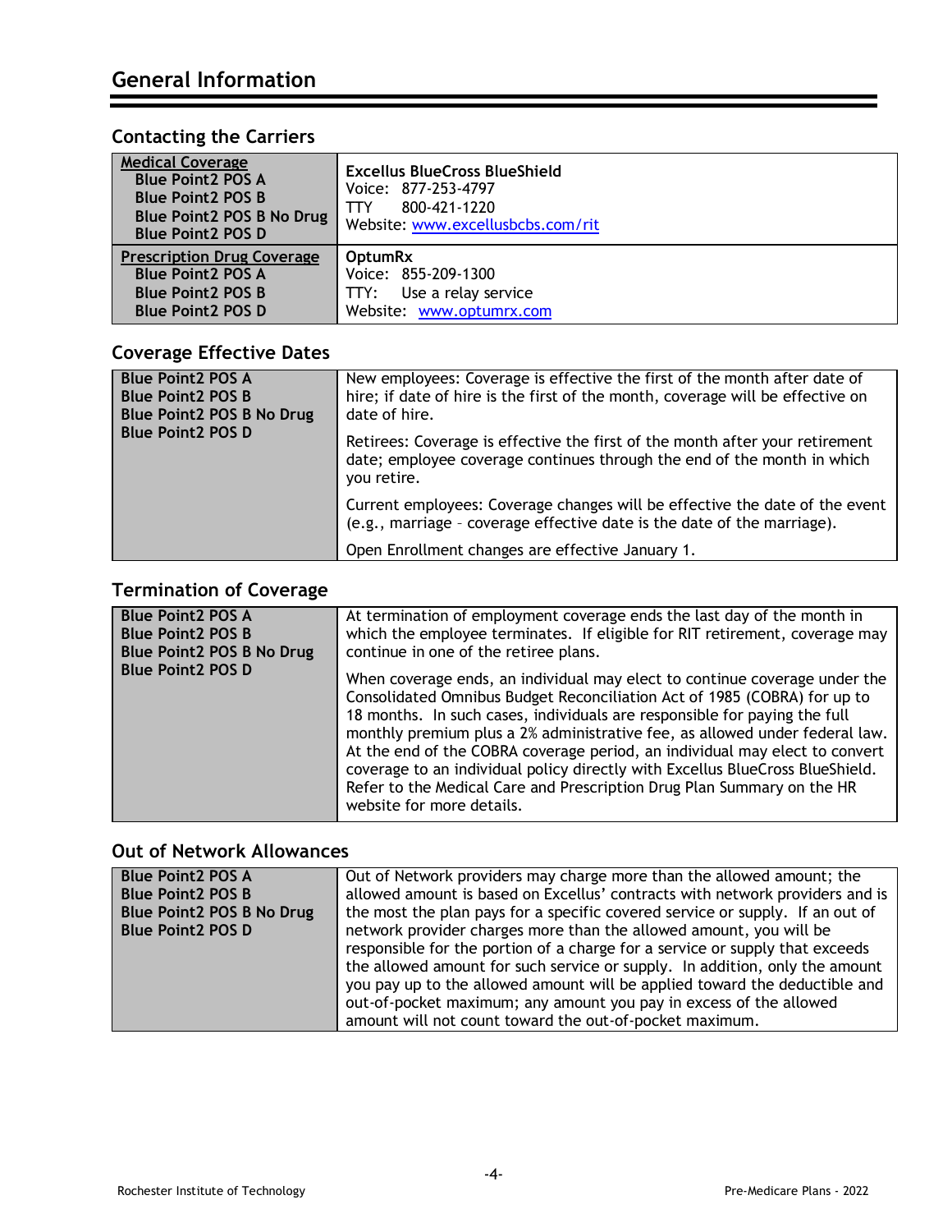# General Information

## Contacting the Carriers

| Coverage | Carrier |
|---|---|
| Medical Coverage<br>Blue Point2 POS A<br>Blue Point2 POS B<br>Blue Point2 POS B No Drug<br>Blue Point2 POS D | **Excellus BlueCross BlueShield**<br>Voice: 877-253-4797<br>TTY 800-421-1220<br>Website: www.excellusbcbs.com/rit |
| Prescription Drug Coverage<br>Blue Point2 POS A<br>Blue Point2 POS B<br>Blue Point2 POS D | **OptumRx**<br>Voice: 855-209-1300<br>TTY: Use a relay service<br>Website: www.optumrx.com |

## Coverage Effective Dates

| Plans | Effective Dates |
|---|---|
| **Blue Point2 POS A**<br>**Blue Point2 POS B**<br>**Blue Point2 POS B No Drug**<br>**Blue Point2 POS D** | New employees: Coverage is effective the first of the month after date of hire; if date of hire is the first of the month, coverage will be effective on date of hire.<br><br>Retirees: Coverage is effective the first of the month after your retirement date; employee coverage continues through the end of the month in which you retire.<br><br>Current employees: Coverage changes will be effective the date of the event (e.g., marriage – coverage effective date is the date of the marriage).<br><br>Open Enrollment changes are effective January 1. |

## Termination of Coverage

| Plans | Termination |
|---|---|
| **Blue Point2 POS A**<br>**Blue Point2 POS B**<br>**Blue Point2 POS B No Drug**<br>**Blue Point2 POS D** | At termination of employment coverage ends the last day of the month in which the employee terminates. If eligible for RIT retirement, coverage may continue in one of the retiree plans.<br><br>When coverage ends, an individual may elect to continue coverage under the Consolidated Omnibus Budget Reconciliation Act of 1985 (COBRA) for up to 18 months. In such cases, individuals are responsible for paying the full monthly premium plus a 2% administrative fee, as allowed under federal law. At the end of the COBRA coverage period, an individual may elect to convert coverage to an individual policy directly with Excellus BlueCross BlueShield. Refer to the Medical Care and Prescription Drug Plan Summary on the HR website for more details. |

## Out of Network Allowances

| Plans | Allowances |
|---|---|
| **Blue Point2 POS A**<br>**Blue Point2 POS B**<br>**Blue Point2 POS B No Drug**<br>**Blue Point2 POS D** | Out of Network providers may charge more than the allowed amount; the allowed amount is based on Excellus' contracts with network providers and is the most the plan pays for a specific covered service or supply. If an out of network provider charges more than the allowed amount, you will be responsible for the portion of a charge for a service or supply that exceeds the allowed amount for such service or supply. In addition, only the amount you pay up to the allowed amount will be applied toward the deductible and out-of-pocket maximum; any amount you pay in excess of the allowed amount will not count toward the out-of-pocket maximum. |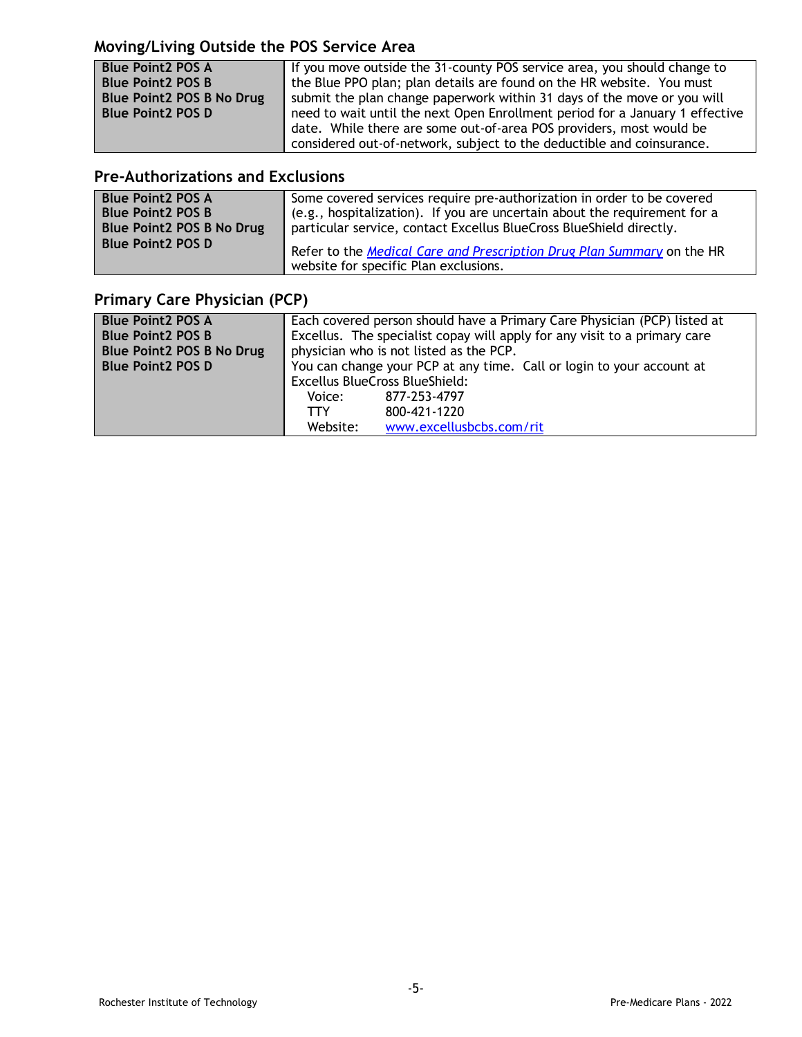## Moving/Living Outside the POS Service Area

| | |
|---|---|
| **Blue Point2 POS A**<br>**Blue Point2 POS B**<br>**Blue Point2 POS B No Drug**<br>**Blue Point2 POS D** | If you move outside the 31-county POS service area, you should change to the Blue PPO plan; plan details are found on the HR website. You must submit the plan change paperwork within 31 days of the move or you will need to wait until the next Open Enrollment period for a January 1 effective date. While there are some out-of-area POS providers, most would be considered out-of-network, subject to the deductible and coinsurance. |

## Pre-Authorizations and Exclusions

| | |
|---|---|
| **Blue Point2 POS A**<br>**Blue Point2 POS B**<br>**Blue Point2 POS B No Drug**<br>**Blue Point2 POS D** | Some covered services require pre-authorization in order to be covered (e.g., hospitalization). If you are uncertain about the requirement for a particular service, contact Excellus BlueCross BlueShield directly.<br><br>Refer to the *Medical Care and Prescription Drug Plan Summary* on the HR website for specific Plan exclusions. |

## Primary Care Physician (PCP)

| | |
|---|---|
| **Blue Point2 POS A**<br>**Blue Point2 POS B**<br>**Blue Point2 POS B No Drug**<br>**Blue Point2 POS D** | Each covered person should have a Primary Care Physician (PCP) listed at Excellus. The specialist copay will apply for any visit to a primary care physician who is not listed as the PCP.<br>You can change your PCP at any time. Call or login to your account at Excellus BlueCross BlueShield:<br>Voice: 877-253-4797<br>TTY 800-421-1220<br>Website: www.excellusbcbs.com/rit |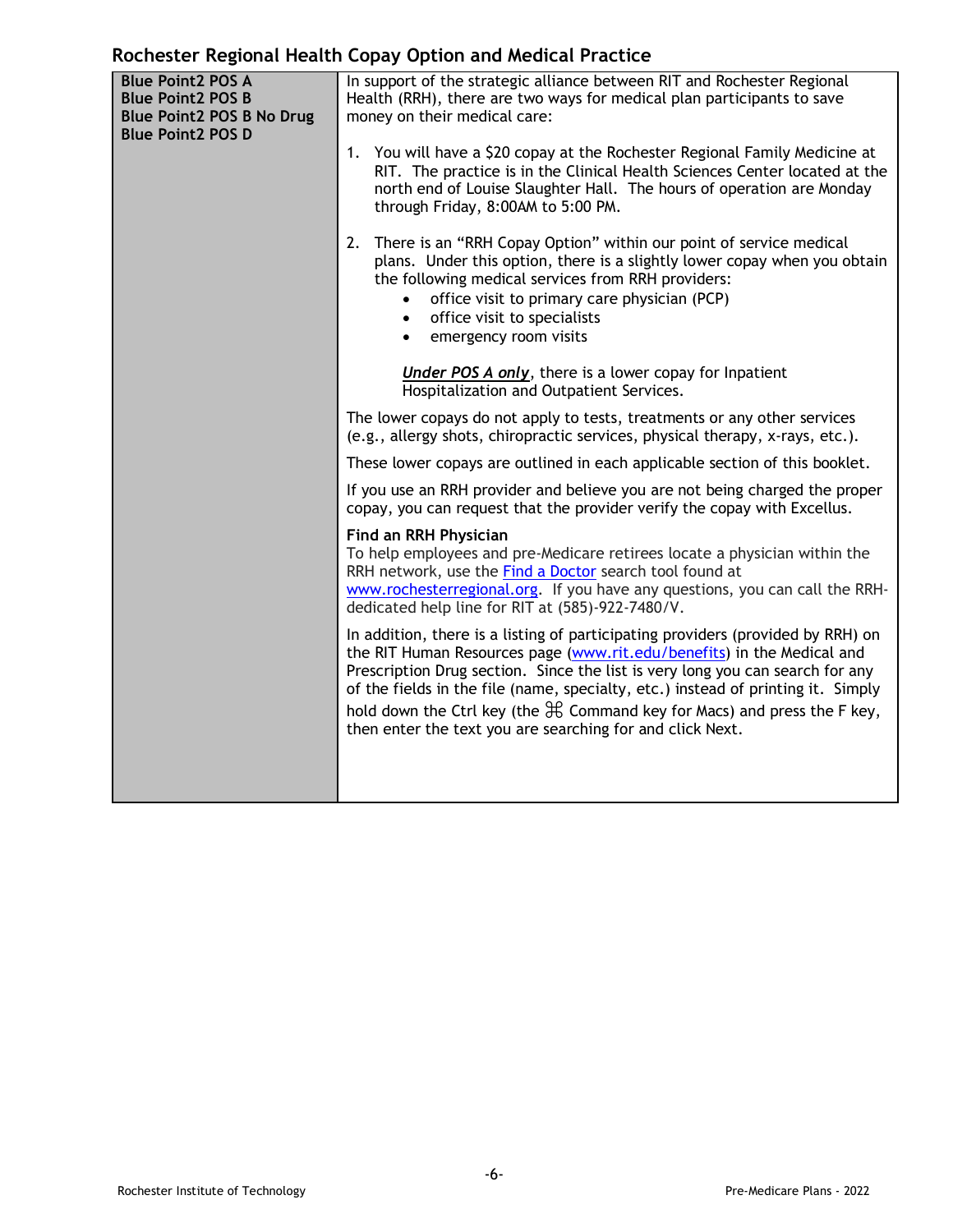## Rochester Regional Health Copay Option and Medical Practice

| Plans | Details |
|---|---|
| **Blue Point2 POS A**<br>**Blue Point2 POS B**<br>**Blue Point2 POS B No Drug**<br>**Blue Point2 POS D** | In support of the strategic alliance between RIT and Rochester Regional Health (RRH), there are two ways for medical plan participants to save money on their medical care:<br><br>1. You will have a $20 copay at the Rochester Regional Family Medicine at RIT. The practice is in the Clinical Health Sciences Center located at the north end of Louise Slaughter Hall. The hours of operation are Monday through Friday, 8:00AM to 5:00 PM.<br><br>2. There is an "RRH Copay Option" within our point of service medical plans. Under this option, there is a slightly lower copay when you obtain the following medical services from RRH providers:<br>• office visit to primary care physician (PCP)<br>• office visit to specialists<br>• emergency room visits<br><br>***Under POS A only***, there is a lower copay for Inpatient Hospitalization and Outpatient Services.<br><br>The lower copays do not apply to tests, treatments or any other services (e.g., allergy shots, chiropractic services, physical therapy, x-rays, etc.).<br><br>These lower copays are outlined in each applicable section of this booklet.<br><br>If you use an RRH provider and believe you are not being charged the proper copay, you can request that the provider verify the copay with Excellus.<br><br>**Find an RRH Physician**<br>To help employees and pre-Medicare retirees locate a physician within the RRH network, use the Find a Doctor search tool found at www.rochesterregional.org. If you have any questions, you can call the RRH-dedicated help line for RIT at (585)-922-7480/V.<br><br>In addition, there is a listing of participating providers (provided by RRH) on the RIT Human Resources page (www.rit.edu/benefits) in the Medical and Prescription Drug section. Since the list is very long you can search for any of the fields in the file (name, specialty, etc.) instead of printing it. Simply hold down the Ctrl key (the ⌘ Command key for Macs) and press the F key, then enter the text you are searching for and click Next. |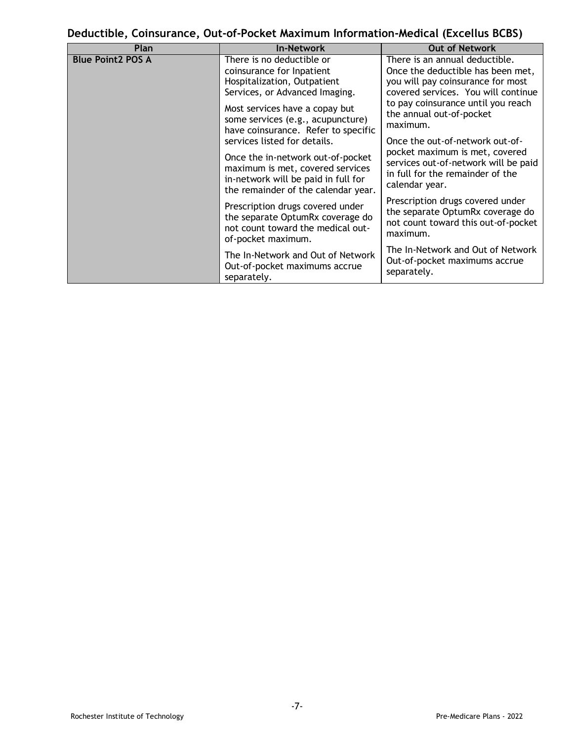## Deductible, Coinsurance, Out-of-Pocket Maximum Information-Medical (Excellus BCBS)

| Plan | In-Network | Out of Network |
|---|---|---|
| **Blue Point2 POS A** | There is no deductible or coinsurance for Inpatient Hospitalization, Outpatient Services, or Advanced Imaging.<br><br>Most services have a copay but some services (e.g., acupuncture) have coinsurance. Refer to specific services listed for details.<br><br>Once the in-network out-of-pocket maximum is met, covered services in-network will be paid in full for the remainder of the calendar year.<br><br>Prescription drugs covered under the separate OptumRx coverage do not count toward the medical out-of-pocket maximum.<br><br>The In-Network and Out of Network Out-of-pocket maximums accrue separately. | There is an annual deductible. Once the deductible has been met, you will pay coinsurance for most covered services. You will continue to pay coinsurance until you reach the annual out-of-pocket maximum.<br><br>Once the out-of-network out-of-pocket maximum is met, covered services out-of-network will be paid in full for the remainder of the calendar year.<br><br>Prescription drugs covered under the separate OptumRx coverage do not count toward this out-of-pocket maximum.<br><br>The In-Network and Out of Network Out-of-pocket maximums accrue separately. |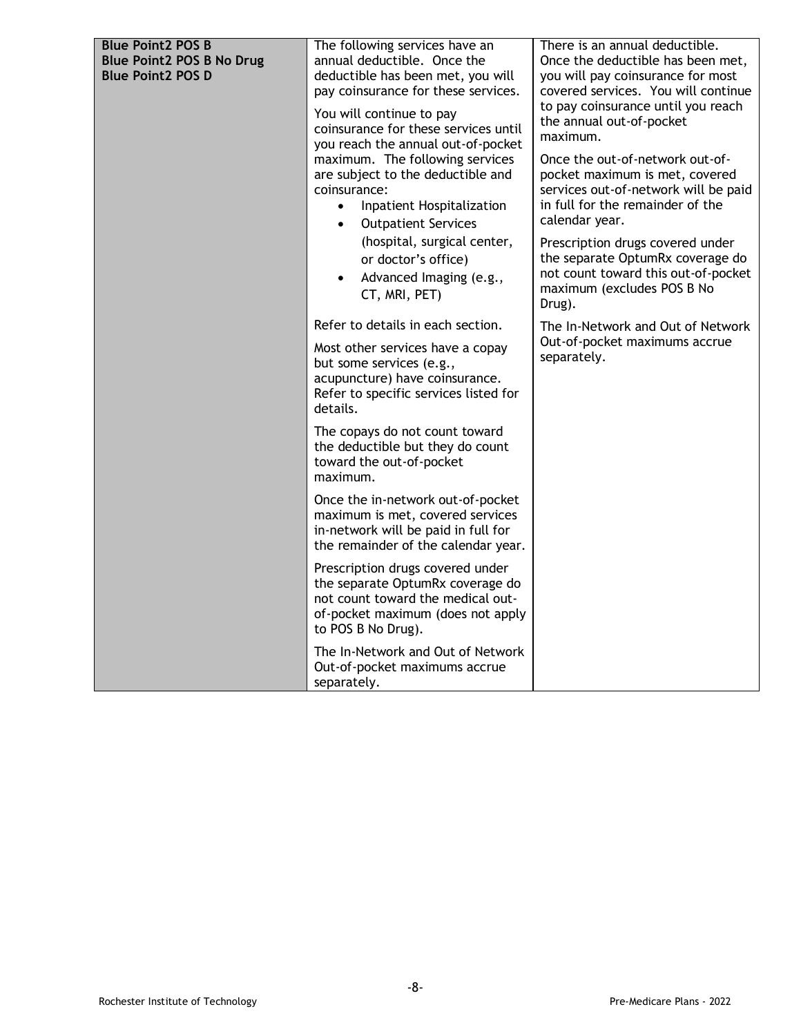| | | |
|---|---|---|
| **Blue Point2 POS B**<br>**Blue Point2 POS B No Drug**<br>**Blue Point2 POS D** | The following services have an annual deductible. Once the deductible has been met, you will pay coinsurance for these services.<br><br>You will continue to pay coinsurance for these services until you reach the annual out-of-pocket maximum. The following services are subject to the deductible and coinsurance:<br>• Inpatient Hospitalization<br>• Outpatient Services (hospital, surgical center, or doctor's office)<br>• Advanced Imaging (e.g., CT, MRI, PET)<br><br>Refer to details in each section.<br><br>Most other services have a copay but some services (e.g., acupuncture) have coinsurance. Refer to specific services listed for details.<br><br>The copays do not count toward the deductible but they do count toward the out-of-pocket maximum.<br><br>Once the in-network out-of-pocket maximum is met, covered services in-network will be paid in full for the remainder of the calendar year.<br><br>Prescription drugs covered under the separate OptumRx coverage do not count toward the medical out-of-pocket maximum (does not apply to POS B No Drug).<br><br>The In-Network and Out of Network Out-of-pocket maximums accrue separately. | There is an annual deductible. Once the deductible has been met, you will pay coinsurance for most covered services. You will continue to pay coinsurance until you reach the annual out-of-pocket maximum.<br><br>Once the out-of-network out-of-pocket maximum is met, covered services out-of-network will be paid in full for the remainder of the calendar year.<br><br>Prescription drugs covered under the separate OptumRx coverage do not count toward this out-of-pocket maximum (excludes POS B No Drug).<br><br>The In-Network and Out of Network Out-of-pocket maximums accrue separately. |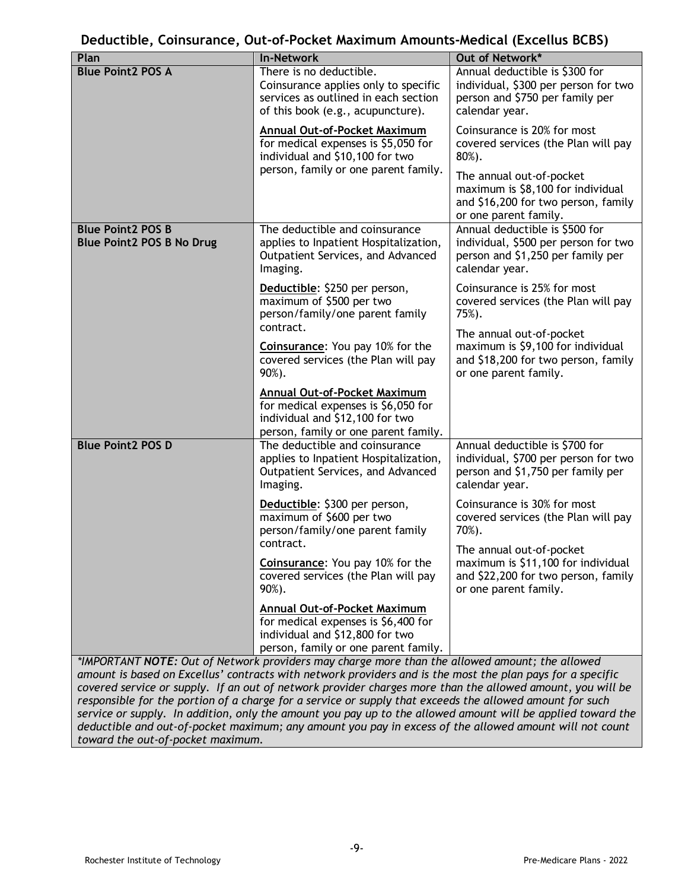## Deductible, Coinsurance, Out-of-Pocket Maximum Amounts-Medical (Excellus BCBS)

| Plan | In-Network | Out of Network* |
|---|---|---|
| **Blue Point2 POS A** | There is no deductible. Coinsurance applies only to specific services as outlined in each section of this book (e.g., acupuncture).<br><br>**Annual Out-of-Pocket Maximum** for medical expenses is $5,050 for individual and $10,100 for two person, family or one parent family. | Annual deductible is $300 for individual, $300 per person for two person and $750 per family per calendar year.<br><br>Coinsurance is 20% for most covered services (the Plan will pay 80%).<br><br>The annual out-of-pocket maximum is $8,100 for individual and $16,200 for two person, family or one parent family. |
| **Blue Point2 POS B**<br>**Blue Point2 POS B No Drug** | The deductible and coinsurance applies to Inpatient Hospitalization, Outpatient Services, and Advanced Imaging.<br><br>**Deductible**: $250 per person, maximum of $500 per two person/family/one parent family contract.<br><br>**Coinsurance**: You pay 10% for the covered services (the Plan will pay 90%).<br><br>**Annual Out-of-Pocket Maximum** for medical expenses is $6,050 for individual and $12,100 for two person, family or one parent family. | Annual deductible is $500 for individual, $500 per person for two person and $1,250 per family per calendar year.<br><br>Coinsurance is 25% for most covered services (the Plan will pay 75%).<br><br>The annual out-of-pocket maximum is $9,100 for individual and $18,200 for two person, family or one parent family. |
| **Blue Point2 POS D** | The deductible and coinsurance applies to Inpatient Hospitalization, Outpatient Services, and Advanced Imaging.<br><br>**Deductible**: $300 per person, maximum of $600 per two person/family/one parent family contract.<br><br>**Coinsurance**: You pay 10% for the covered services (the Plan will pay 90%).<br><br>**Annual Out-of-Pocket Maximum** for medical expenses is $6,400 for individual and $12,800 for two person, family or one parent family. | Annual deductible is $700 for individual, $700 per person for two person and $1,750 per family per calendar year.<br><br>Coinsurance is 30% for most covered services (the Plan will pay 70%).<br><br>The annual out-of-pocket maximum is $11,100 for individual and $22,200 for two person, family or one parent family. |

*\*IMPORTANT* ***NOTE:*** *Out of Network providers may charge more than the allowed amount; the allowed amount is based on Excellus' contracts with network providers and is the most the plan pays for a specific covered service or supply. If an out of network provider charges more than the allowed amount, you will be responsible for the portion of a charge for a service or supply that exceeds the allowed amount for such service or supply. In addition, only the amount you pay up to the allowed amount will be applied toward the deductible and out-of-pocket maximum; any amount you pay in excess of the allowed amount will not count toward the out-of-pocket maximum.*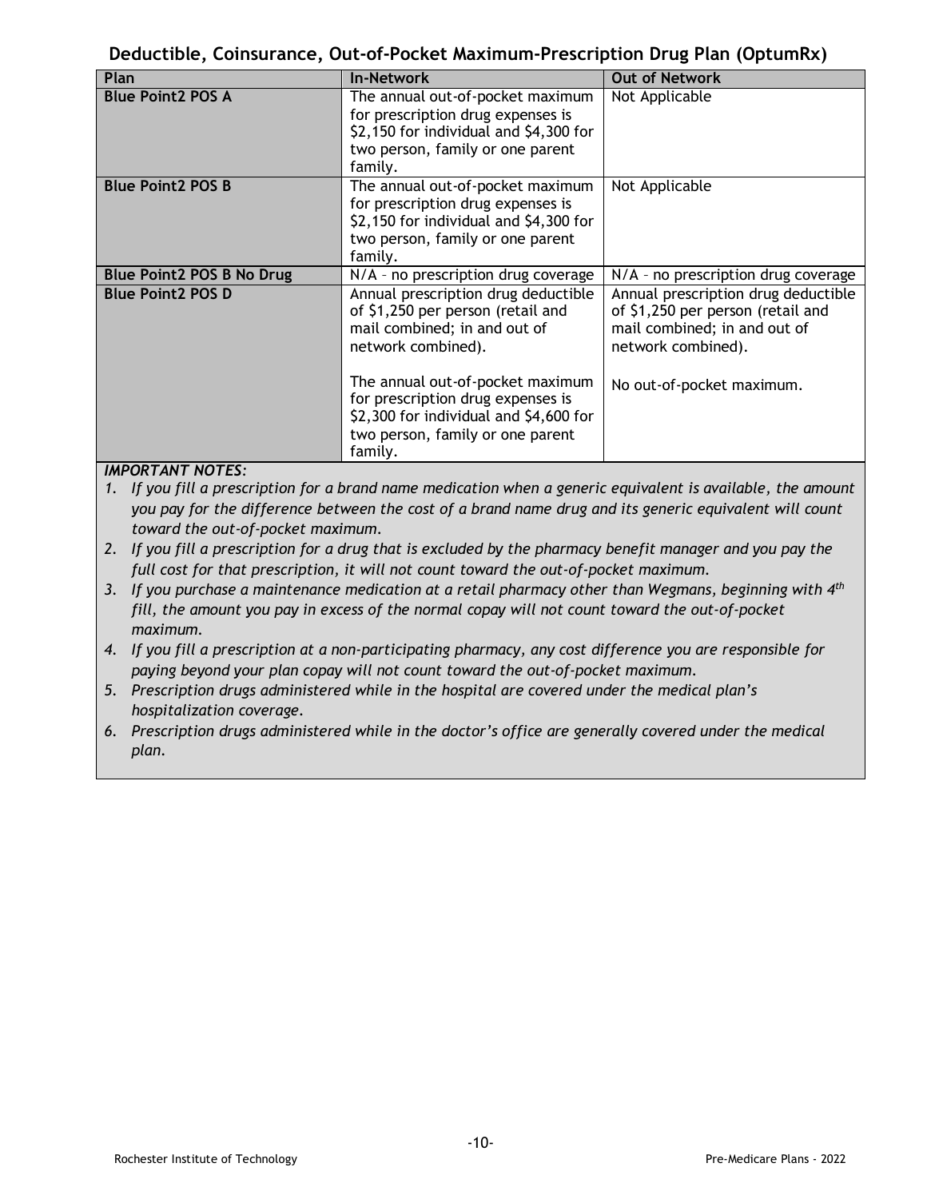## Deductible, Coinsurance, Out-of-Pocket Maximum-Prescription Drug Plan (OptumRx)

| Plan | In-Network | Out of Network |
|---|---|---|
| **Blue Point2 POS A** | The annual out-of-pocket maximum for prescription drug expenses is $2,150 for individual and $4,300 for two person, family or one parent family. | Not Applicable |
| **Blue Point2 POS B** | The annual out-of-pocket maximum for prescription drug expenses is $2,150 for individual and $4,300 for two person, family or one parent family. | Not Applicable |
| **Blue Point2 POS B No Drug** | N/A – no prescription drug coverage | N/A – no prescription drug coverage |
| **Blue Point2 POS D** | Annual prescription drug deductible of $1,250 per person (retail and mail combined; in and out of network combined).<br><br>The annual out-of-pocket maximum for prescription drug expenses is $2,300 for individual and $4,600 for two person, family or one parent family. | Annual prescription drug deductible of $1,250 per person (retail and mail combined; in and out of network combined).<br><br>No out-of-pocket maximum. |

***IMPORTANT NOTES:***

1. *If you fill a prescription for a brand name medication when a generic equivalent is available, the amount you pay for the difference between the cost of a brand name drug and its generic equivalent will count toward the out-of-pocket maximum.*
2. *If you fill a prescription for a drug that is excluded by the pharmacy benefit manager and you pay the full cost for that prescription, it will not count toward the out-of-pocket maximum.*
3. *If you purchase a maintenance medication at a retail pharmacy other than Wegmans, beginning with 4th fill, the amount you pay in excess of the normal copay will not count toward the out-of-pocket maximum.*
4. *If you fill a prescription at a non-participating pharmacy, any cost difference you are responsible for paying beyond your plan copay will not count toward the out-of-pocket maximum.*
5. *Prescription drugs administered while in the hospital are covered under the medical plan's hospitalization coverage.*
6. *Prescription drugs administered while in the doctor's office are generally covered under the medical plan.*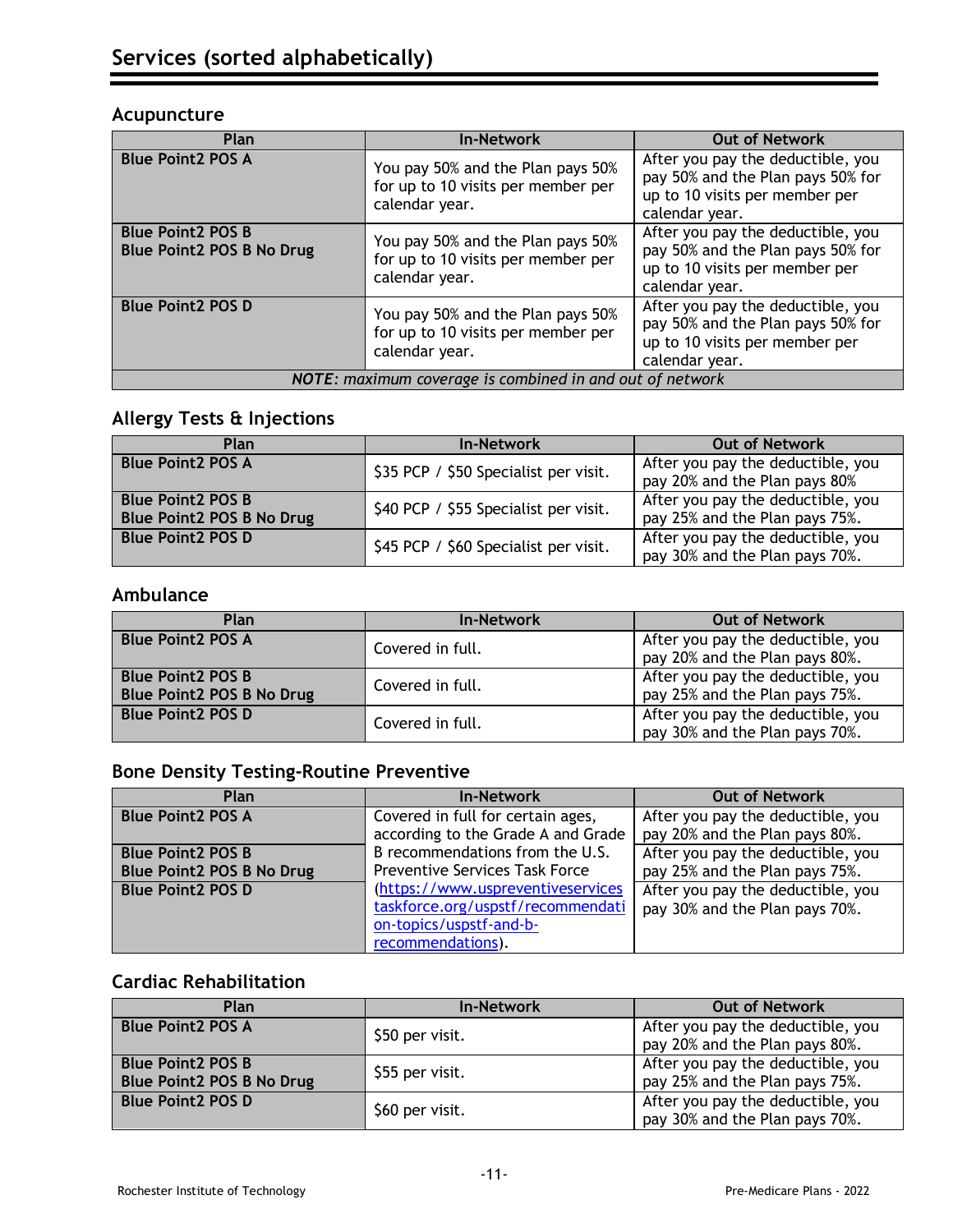# Services (sorted alphabetically)

## Acupuncture

| Plan | In-Network | Out of Network |
|---|---|---|
| **Blue Point2 POS A** | You pay 50% and the Plan pays 50% for up to 10 visits per member per calendar year. | After you pay the deductible, you pay 50% and the Plan pays 50% for up to 10 visits per member per calendar year. |
| **Blue Point2 POS B**<br>**Blue Point2 POS B No Drug** | You pay 50% and the Plan pays 50% for up to 10 visits per member per calendar year. | After you pay the deductible, you pay 50% and the Plan pays 50% for up to 10 visits per member per calendar year. |
| **Blue Point2 POS D** | You pay 50% and the Plan pays 50% for up to 10 visits per member per calendar year. | After you pay the deductible, you pay 50% and the Plan pays 50% for up to 10 visits per member per calendar year. |
| ***NOTE****: maximum coverage is combined in and out of network* | | |

## Allergy Tests & Injections

| Plan | In-Network | Out of Network |
|---|---|---|
| **Blue Point2 POS A** | $35 PCP / $50 Specialist per visit. | After you pay the deductible, you pay 20% and the Plan pays 80% |
| **Blue Point2 POS B**<br>**Blue Point2 POS B No Drug** | $40 PCP / $55 Specialist per visit. | After you pay the deductible, you pay 25% and the Plan pays 75%. |
| **Blue Point2 POS D** | $45 PCP / $60 Specialist per visit. | After you pay the deductible, you pay 30% and the Plan pays 70%. |

## Ambulance

| Plan | In-Network | Out of Network |
|---|---|---|
| **Blue Point2 POS A** | Covered in full. | After you pay the deductible, you pay 20% and the Plan pays 80%. |
| **Blue Point2 POS B**<br>**Blue Point2 POS B No Drug** | Covered in full. | After you pay the deductible, you pay 25% and the Plan pays 75%. |
| **Blue Point2 POS D** | Covered in full. | After you pay the deductible, you pay 30% and the Plan pays 70%. |

## Bone Density Testing-Routine Preventive

| Plan | In-Network | Out of Network |
|---|---|---|
| **Blue Point2 POS A** | Covered in full for certain ages, according to the Grade A and Grade B recommendations from the U.S. Preventive Services Task Force ([https://www.uspreventiveservicestaskforce.org/uspstf/recommendation-topics/uspstf-and-b-recommendations](https://www.uspreventiveservicestaskforce.org/uspstf/recommendation-topics/uspstf-and-b-recommendations)). | After you pay the deductible, you pay 20% and the Plan pays 80%. |
| **Blue Point2 POS B**<br>**Blue Point2 POS B No Drug** | | After you pay the deductible, you pay 25% and the Plan pays 75%. |
| **Blue Point2 POS D** | | After you pay the deductible, you pay 30% and the Plan pays 70%. |

## Cardiac Rehabilitation

| Plan | In-Network | Out of Network |
|---|---|---|
| **Blue Point2 POS A** | $50 per visit. | After you pay the deductible, you pay 20% and the Plan pays 80%. |
| **Blue Point2 POS B**<br>**Blue Point2 POS B No Drug** | $55 per visit. | After you pay the deductible, you pay 25% and the Plan pays 75%. |
| **Blue Point2 POS D** | $60 per visit. | After you pay the deductible, you pay 30% and the Plan pays 70%. |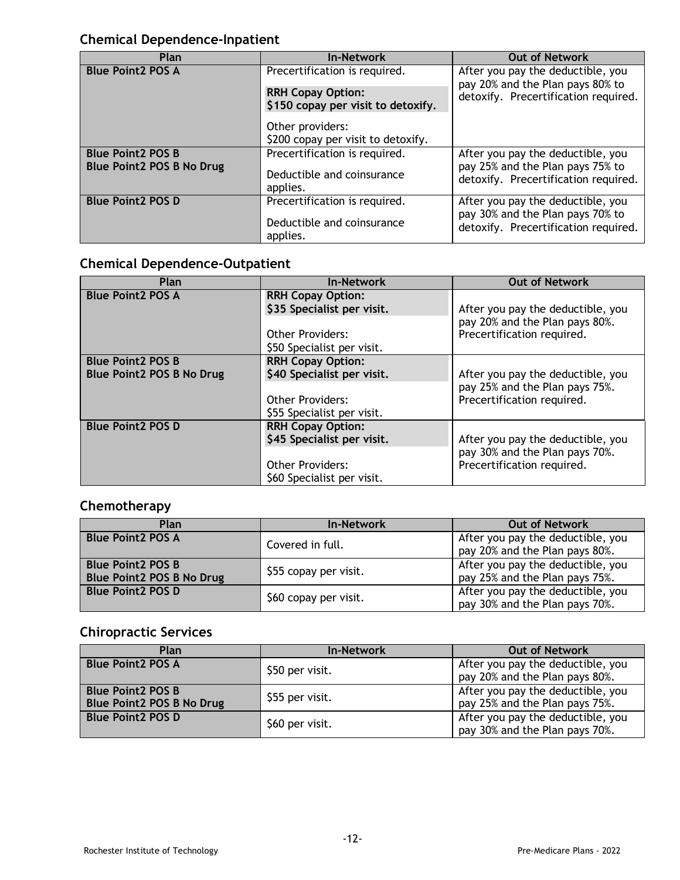## Chemical Dependence-Inpatient

| Plan | In-Network | Out of Network |
|---|---|---|
| **Blue Point2 POS A** | Precertification is required.<br><br>**RRH Copay Option:**<br>**$150 copay per visit to detoxify.**<br><br>Other providers:<br>$200 copay per visit to detoxify. | After you pay the deductible, you pay 20% and the Plan pays 80% to detoxify. Precertification required. |
| **Blue Point2 POS B**<br>**Blue Point2 POS B No Drug** | Precertification is required.<br><br>Deductible and coinsurance applies. | After you pay the deductible, you pay 25% and the Plan pays 75% to detoxify. Precertification required. |
| **Blue Point2 POS D** | Precertification is required.<br><br>Deductible and coinsurance applies. | After you pay the deductible, you pay 30% and the Plan pays 70% to detoxify. Precertification required. |

## Chemical Dependence-Outpatient

| Plan | In-Network | Out of Network |
|---|---|---|
| **Blue Point2 POS A** | **RRH Copay Option:**<br>**$35 Specialist per visit.**<br><br>Other Providers:<br>$50 Specialist per visit. | After you pay the deductible, you pay 20% and the Plan pays 80%. Precertification required. |
| **Blue Point2 POS B**<br>**Blue Point2 POS B No Drug** | **RRH Copay Option:**<br>**$40 Specialist per visit.**<br><br>Other Providers:<br>$55 Specialist per visit. | After you pay the deductible, you pay 25% and the Plan pays 75%. Precertification required. |
| **Blue Point2 POS D** | **RRH Copay Option:**<br>**$45 Specialist per visit.**<br><br>Other Providers:<br>$60 Specialist per visit. | After you pay the deductible, you pay 30% and the Plan pays 70%. Precertification required. |

## Chemotherapy

| Plan | In-Network | Out of Network |
|---|---|---|
| **Blue Point2 POS A** | Covered in full. | After you pay the deductible, you pay 20% and the Plan pays 80%. |
| **Blue Point2 POS B**<br>**Blue Point2 POS B No Drug** | $55 copay per visit. | After you pay the deductible, you pay 25% and the Plan pays 75%. |
| **Blue Point2 POS D** | $60 copay per visit. | After you pay the deductible, you pay 30% and the Plan pays 70%. |

## Chiropractic Services

| Plan | In-Network | Out of Network |
|---|---|---|
| **Blue Point2 POS A** | $50 per visit. | After you pay the deductible, you pay 20% and the Plan pays 80%. |
| **Blue Point2 POS B**<br>**Blue Point2 POS B No Drug** | $55 per visit. | After you pay the deductible, you pay 25% and the Plan pays 75%. |
| **Blue Point2 POS D** | $60 per visit. | After you pay the deductible, you pay 30% and the Plan pays 70%. |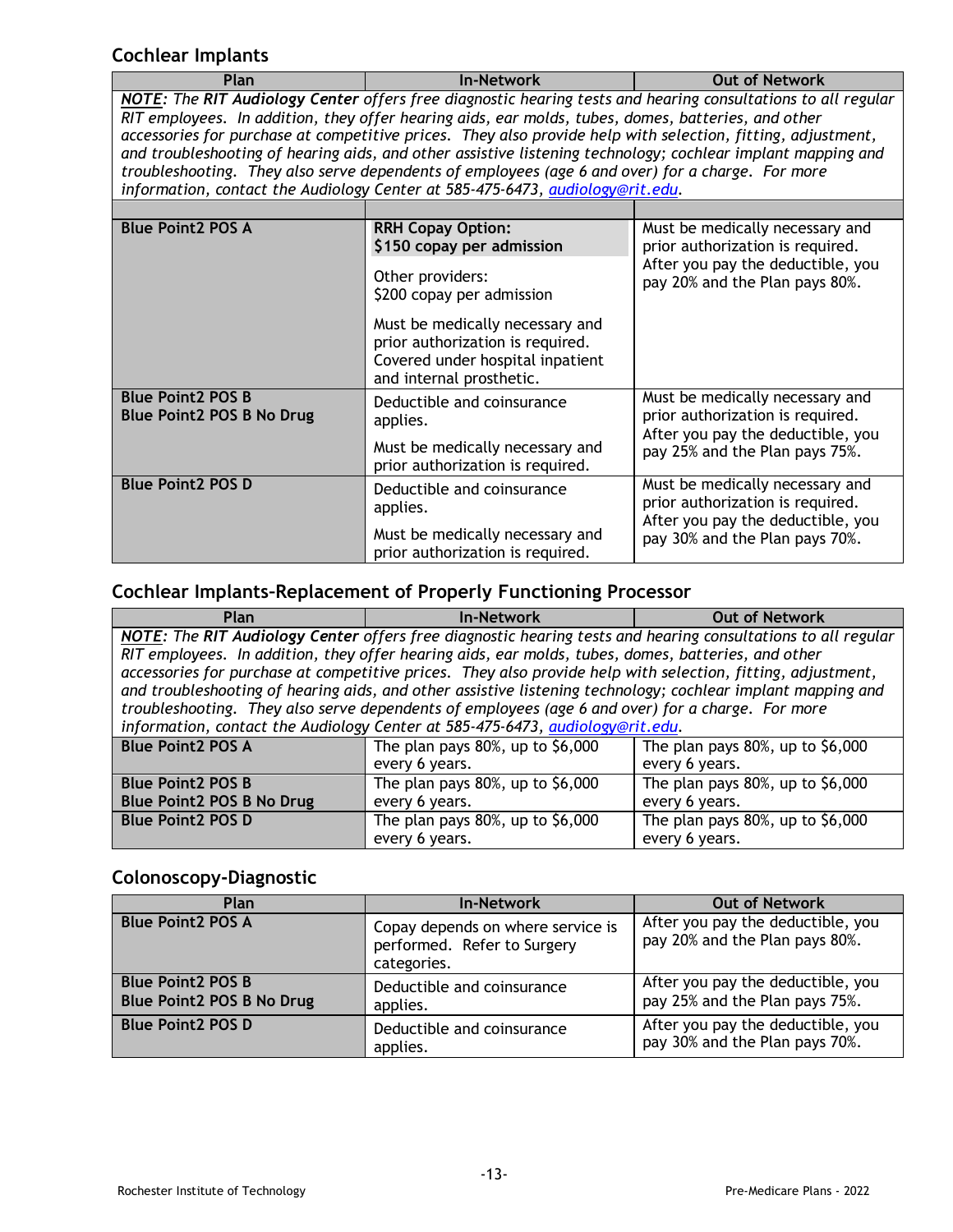## Cochlear Implants

| Plan | In-Network | Out of Network |
|---|---|---|
| ***NOTE**: The **RIT Audiology Center** offers free diagnostic hearing tests and hearing consultations to all regular RIT employees. In addition, they offer hearing aids, ear molds, tubes, domes, batteries, and other accessories for purchase at competitive prices. They also provide help with selection, fitting, adjustment, and troubleshooting of hearing aids, and other assistive listening technology; cochlear implant mapping and troubleshooting. They also serve dependents of employees (age 6 and over) for a charge. For more information, contact the Audiology Center at 585-475-6473, [audiology@rit.edu](mailto:audiology@rit.edu).* | | |
| | | |
| **Blue Point2 POS A** | **RRH Copay Option:**<br>**$150 copay per admission**<br><br>Other providers:<br>$200 copay per admission<br><br>Must be medically necessary and prior authorization is required. Covered under hospital inpatient and internal prosthetic. | Must be medically necessary and prior authorization is required. After you pay the deductible, you pay 20% and the Plan pays 80%. |
| **Blue Point2 POS B**<br>**Blue Point2 POS B No Drug** | Deductible and coinsurance applies.<br><br>Must be medically necessary and prior authorization is required. | Must be medically necessary and prior authorization is required. After you pay the deductible, you pay 25% and the Plan pays 75%. |
| **Blue Point2 POS D** | Deductible and coinsurance applies.<br><br>Must be medically necessary and prior authorization is required. | Must be medically necessary and prior authorization is required. After you pay the deductible, you pay 30% and the Plan pays 70%. |

## Cochlear Implants-Replacement of Properly Functioning Processor

| Plan | In-Network | Out of Network |
|---|---|---|
| ***NOTE**: The **RIT Audiology Center** offers free diagnostic hearing tests and hearing consultations to all regular RIT employees. In addition, they offer hearing aids, ear molds, tubes, domes, batteries, and other accessories for purchase at competitive prices. They also provide help with selection, fitting, adjustment, and troubleshooting of hearing aids, and other assistive listening technology; cochlear implant mapping and troubleshooting. They also serve dependents of employees (age 6 and over) for a charge. For more information, contact the Audiology Center at 585-475-6473, [audiology@rit.edu](mailto:audiology@rit.edu).* | | |
| **Blue Point2 POS A** | The plan pays 80%, up to $6,000 every 6 years. | The plan pays 80%, up to $6,000 every 6 years. |
| **Blue Point2 POS B**<br>**Blue Point2 POS B No Drug** | The plan pays 80%, up to $6,000 every 6 years. | The plan pays 80%, up to $6,000 every 6 years. |
| **Blue Point2 POS D** | The plan pays 80%, up to $6,000 every 6 years. | The plan pays 80%, up to $6,000 every 6 years. |

## Colonoscopy-Diagnostic

| Plan | In-Network | Out of Network |
|---|---|---|
| **Blue Point2 POS A** | Copay depends on where service is performed. Refer to Surgery categories. | After you pay the deductible, you pay 20% and the Plan pays 80%. |
| **Blue Point2 POS B**<br>**Blue Point2 POS B No Drug** | Deductible and coinsurance applies. | After you pay the deductible, you pay 25% and the Plan pays 75%. |
| **Blue Point2 POS D** | Deductible and coinsurance applies. | After you pay the deductible, you pay 30% and the Plan pays 70%. |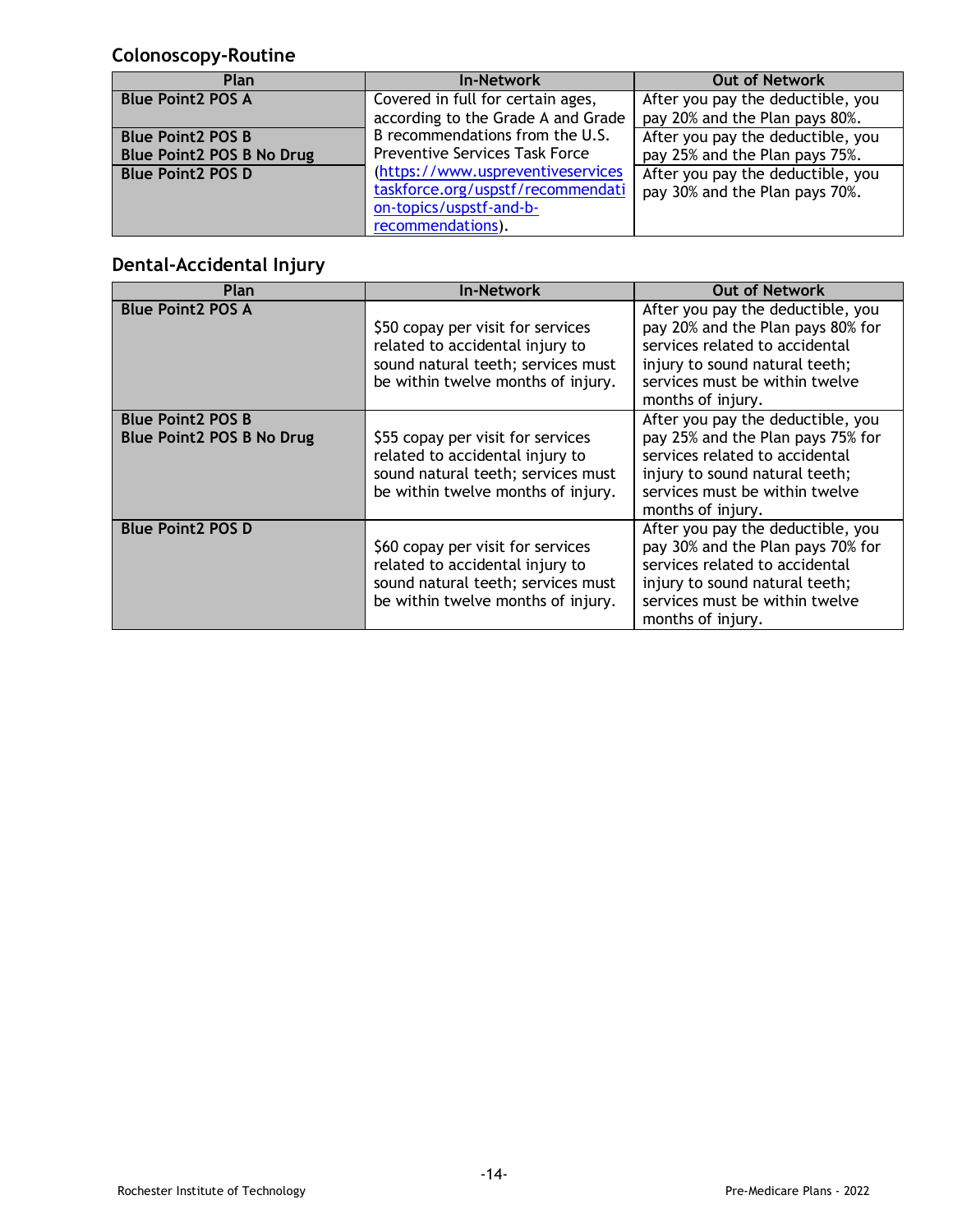## Colonoscopy-Routine

| Plan | In-Network | Out of Network |
|---|---|---|
| **Blue Point2 POS A** | Covered in full for certain ages, according to the Grade A and Grade B recommendations from the U.S. Preventive Services Task Force ([https://www.uspreventiveservicestaskforce.org/uspstf/recommendation-topics/uspstf-and-b-recommendations](https://www.uspreventiveservicestaskforce.org/uspstf/recommendation-topics/uspstf-and-b-recommendations)). | After you pay the deductible, you pay 20% and the Plan pays 80%. |
| **Blue Point2 POS B**<br>**Blue Point2 POS B No Drug** | | After you pay the deductible, you pay 25% and the Plan pays 75%. |
| **Blue Point2 POS D** | | After you pay the deductible, you pay 30% and the Plan pays 70%. |

## Dental-Accidental Injury

| Plan | In-Network | Out of Network |
|---|---|---|
| **Blue Point2 POS A** | $50 copay per visit for services related to accidental injury to sound natural teeth; services must be within twelve months of injury. | After you pay the deductible, you pay 20% and the Plan pays 80% for services related to accidental injury to sound natural teeth; services must be within twelve months of injury. |
| **Blue Point2 POS B**<br>**Blue Point2 POS B No Drug** | $55 copay per visit for services related to accidental injury to sound natural teeth; services must be within twelve months of injury. | After you pay the deductible, you pay 25% and the Plan pays 75% for services related to accidental injury to sound natural teeth; services must be within twelve months of injury. |
| **Blue Point2 POS D** | $60 copay per visit for services related to accidental injury to sound natural teeth; services must be within twelve months of injury. | After you pay the deductible, you pay 30% and the Plan pays 70% for services related to accidental injury to sound natural teeth; services must be within twelve months of injury. |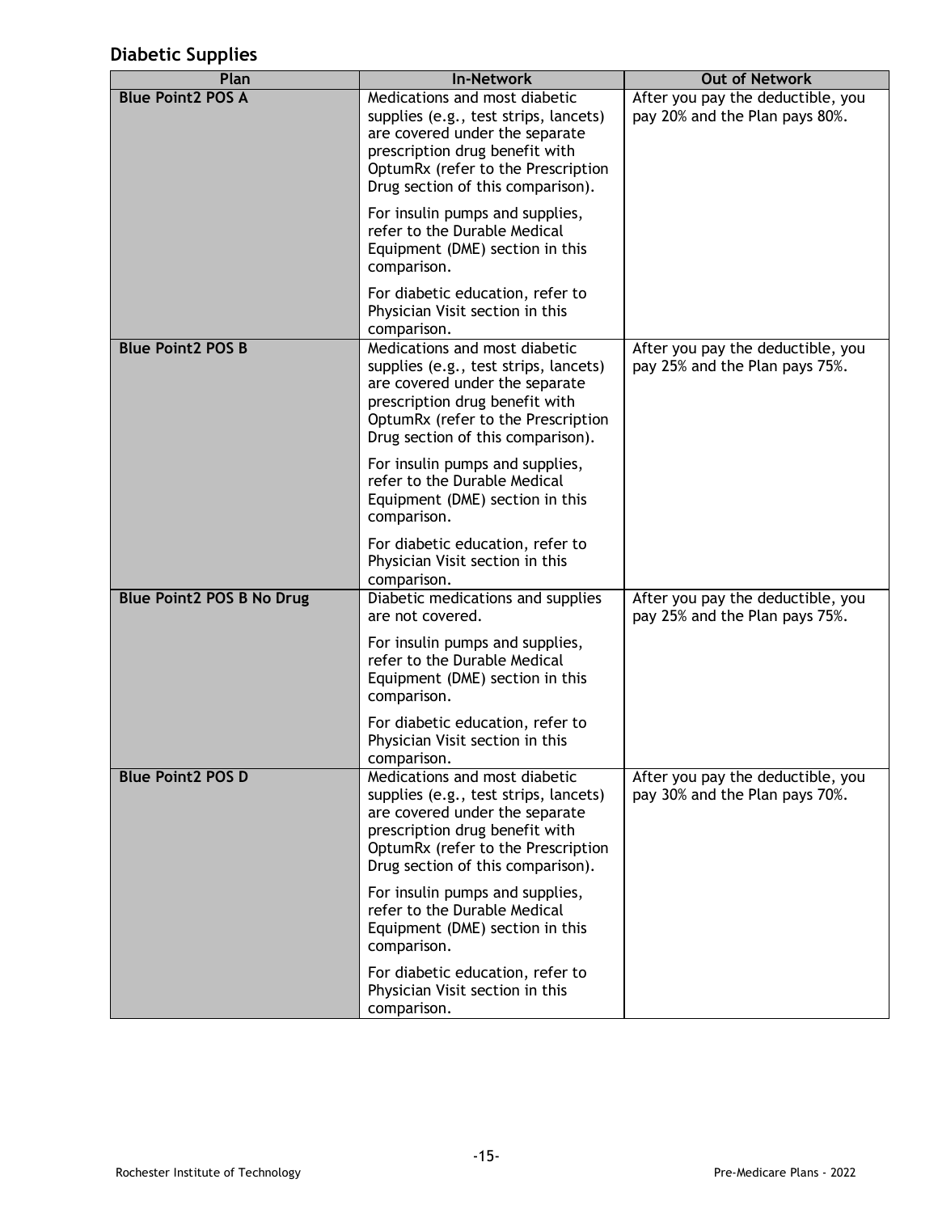## Diabetic Supplies

| Plan | In-Network | Out of Network |
|---|---|---|
| **Blue Point2 POS A** | Medications and most diabetic supplies (e.g., test strips, lancets) are covered under the separate prescription drug benefit with OptumRx (refer to the Prescription Drug section of this comparison).<br><br>For insulin pumps and supplies, refer to the Durable Medical Equipment (DME) section in this comparison.<br><br>For diabetic education, refer to Physician Visit section in this comparison. | After you pay the deductible, you pay 20% and the Plan pays 80%. |
| **Blue Point2 POS B** | Medications and most diabetic supplies (e.g., test strips, lancets) are covered under the separate prescription drug benefit with OptumRx (refer to the Prescription Drug section of this comparison).<br><br>For insulin pumps and supplies, refer to the Durable Medical Equipment (DME) section in this comparison.<br><br>For diabetic education, refer to Physician Visit section in this comparison. | After you pay the deductible, you pay 25% and the Plan pays 75%. |
| **Blue Point2 POS B No Drug** | Diabetic medications and supplies are not covered.<br><br>For insulin pumps and supplies, refer to the Durable Medical Equipment (DME) section in this comparison.<br><br>For diabetic education, refer to Physician Visit section in this comparison. | After you pay the deductible, you pay 25% and the Plan pays 75%. |
| **Blue Point2 POS D** | Medications and most diabetic supplies (e.g., test strips, lancets) are covered under the separate prescription drug benefit with OptumRx (refer to the Prescription Drug section of this comparison).<br><br>For insulin pumps and supplies, refer to the Durable Medical Equipment (DME) section in this comparison.<br><br>For diabetic education, refer to Physician Visit section in this comparison. | After you pay the deductible, you pay 30% and the Plan pays 70%. |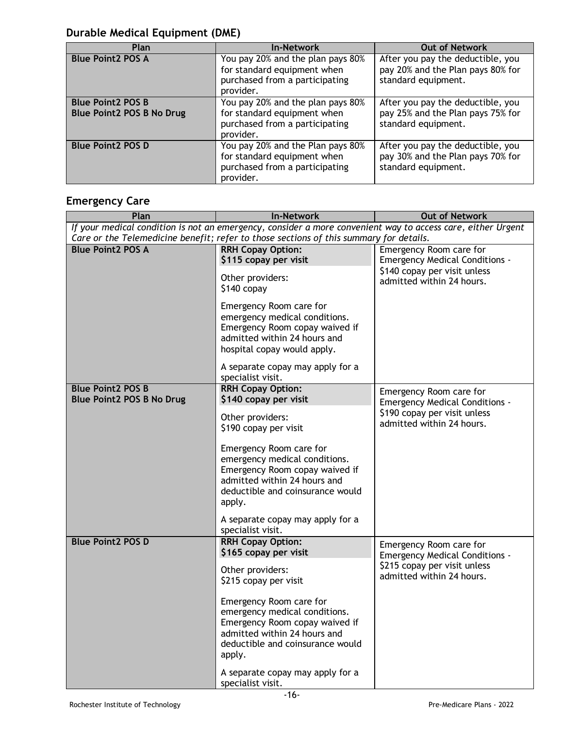## Durable Medical Equipment (DME)

| Plan | In-Network | Out of Network |
|---|---|---|
| **Blue Point2 POS A** | You pay 20% and the plan pays 80% for standard equipment when purchased from a participating provider. | After you pay the deductible, you pay 20% and the Plan pays 80% for standard equipment. |
| **Blue Point2 POS B**<br>**Blue Point2 POS B No Drug** | You pay 20% and the plan pays 80% for standard equipment when purchased from a participating provider. | After you pay the deductible, you pay 25% and the Plan pays 75% for standard equipment. |
| **Blue Point2 POS D** | You pay 20% and the Plan pays 80% for standard equipment when purchased from a participating provider. | After you pay the deductible, you pay 30% and the Plan pays 70% for standard equipment. |

## Emergency Care

| Plan | In-Network | Out of Network |
|---|---|---|
| *If your medical condition is not an emergency, consider a more convenient way to access care, either Urgent Care or the Telemedicine benefit; refer to those sections of this summary for details.* | | |
| **Blue Point2 POS A** | **RRH Copay Option:**<br>**$115 copay per visit**<br><br>Other providers:<br>$140 copay<br><br>Emergency Room care for emergency medical conditions. Emergency Room copay waived if admitted within 24 hours and hospital copay would apply.<br><br>A separate copay may apply for a specialist visit. | Emergency Room care for Emergency Medical Conditions - $140 copay per visit unless admitted within 24 hours. |
| **Blue Point2 POS B**<br>**Blue Point2 POS B No Drug** | **RRH Copay Option:**<br>**$140 copay per visit**<br><br>Other providers:<br>$190 copay per visit<br><br>Emergency Room care for emergency medical conditions. Emergency Room copay waived if admitted within 24 hours and deductible and coinsurance would apply.<br><br>A separate copay may apply for a specialist visit. | Emergency Room care for Emergency Medical Conditions - $190 copay per visit unless admitted within 24 hours. |
| **Blue Point2 POS D** | **RRH Copay Option:**<br>**$165 copay per visit**<br><br>Other providers:<br>$215 copay per visit<br><br>Emergency Room care for emergency medical conditions. Emergency Room copay waived if admitted within 24 hours and deductible and coinsurance would apply.<br><br>A separate copay may apply for a specialist visit. | Emergency Room care for Emergency Medical Conditions - $215 copay per visit unless admitted within 24 hours. |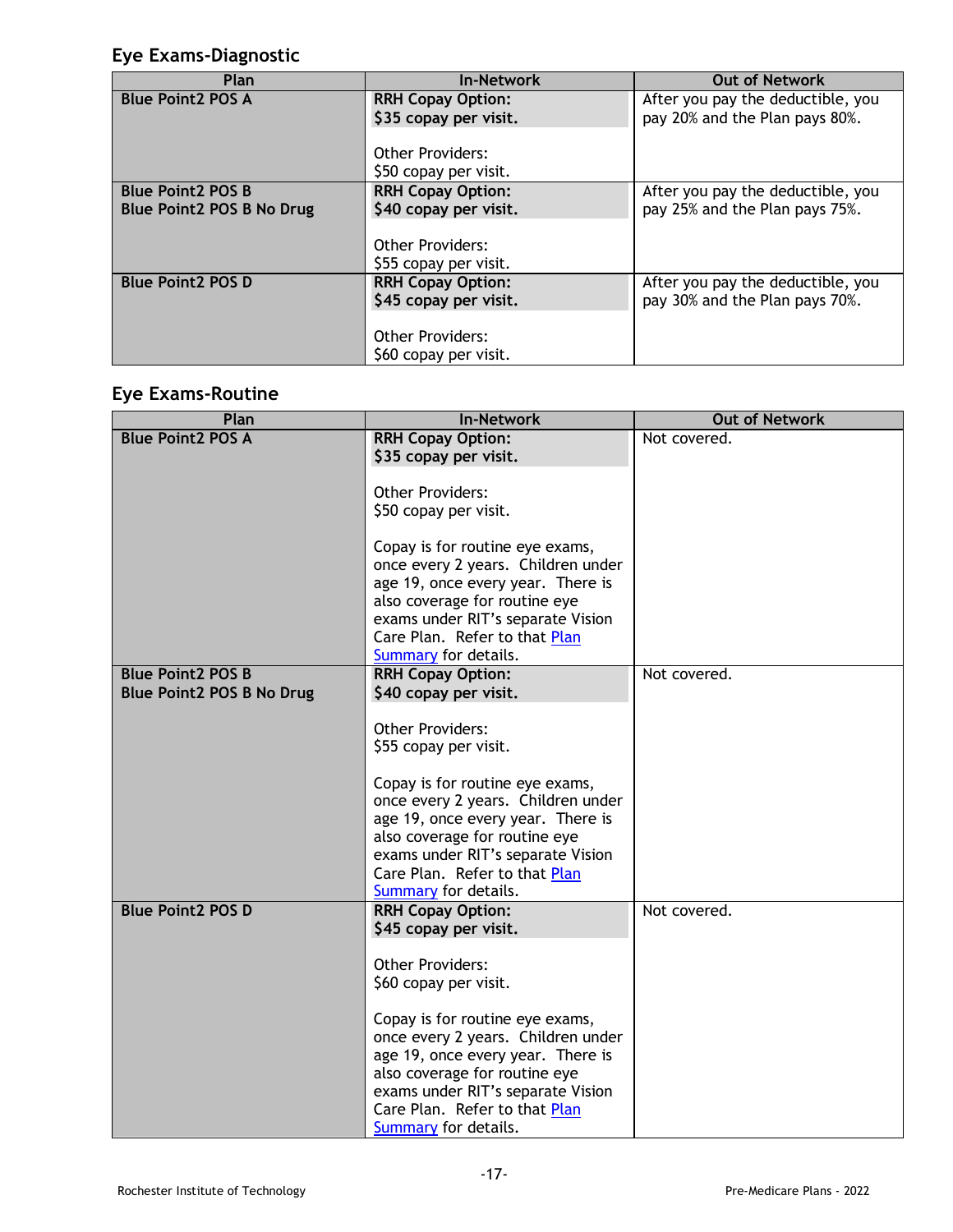## Eye Exams-Diagnostic

| Plan | In-Network | Out of Network |
|---|---|---|
| **Blue Point2 POS A** | **RRH Copay Option: $35 copay per visit.**<br><br>Other Providers: $50 copay per visit. | After you pay the deductible, you pay 20% and the Plan pays 80%. |
| **Blue Point2 POS B**<br>**Blue Point2 POS B No Drug** | **RRH Copay Option: $40 copay per visit.**<br><br>Other Providers: $55 copay per visit. | After you pay the deductible, you pay 25% and the Plan pays 75%. |
| **Blue Point2 POS D** | **RRH Copay Option: $45 copay per visit.**<br><br>Other Providers: $60 copay per visit. | After you pay the deductible, you pay 30% and the Plan pays 70%. |

## Eye Exams-Routine

| Plan | In-Network | Out of Network |
|---|---|---|
| **Blue Point2 POS A** | **RRH Copay Option: $35 copay per visit.**<br><br>Other Providers: $50 copay per visit.<br><br>Copay is for routine eye exams, once every 2 years. Children under age 19, once every year. There is also coverage for routine eye exams under RIT's separate Vision Care Plan. Refer to that Plan Summary for details. | Not covered. |
| **Blue Point2 POS B**<br>**Blue Point2 POS B No Drug** | **RRH Copay Option: $40 copay per visit.**<br><br>Other Providers: $55 copay per visit.<br><br>Copay is for routine eye exams, once every 2 years. Children under age 19, once every year. There is also coverage for routine eye exams under RIT's separate Vision Care Plan. Refer to that Plan Summary for details. | Not covered. |
| **Blue Point2 POS D** | **RRH Copay Option: $45 copay per visit.**<br><br>Other Providers: $60 copay per visit.<br><br>Copay is for routine eye exams, once every 2 years. Children under age 19, once every year. There is also coverage for routine eye exams under RIT's separate Vision Care Plan. Refer to that Plan Summary for details. | Not covered. |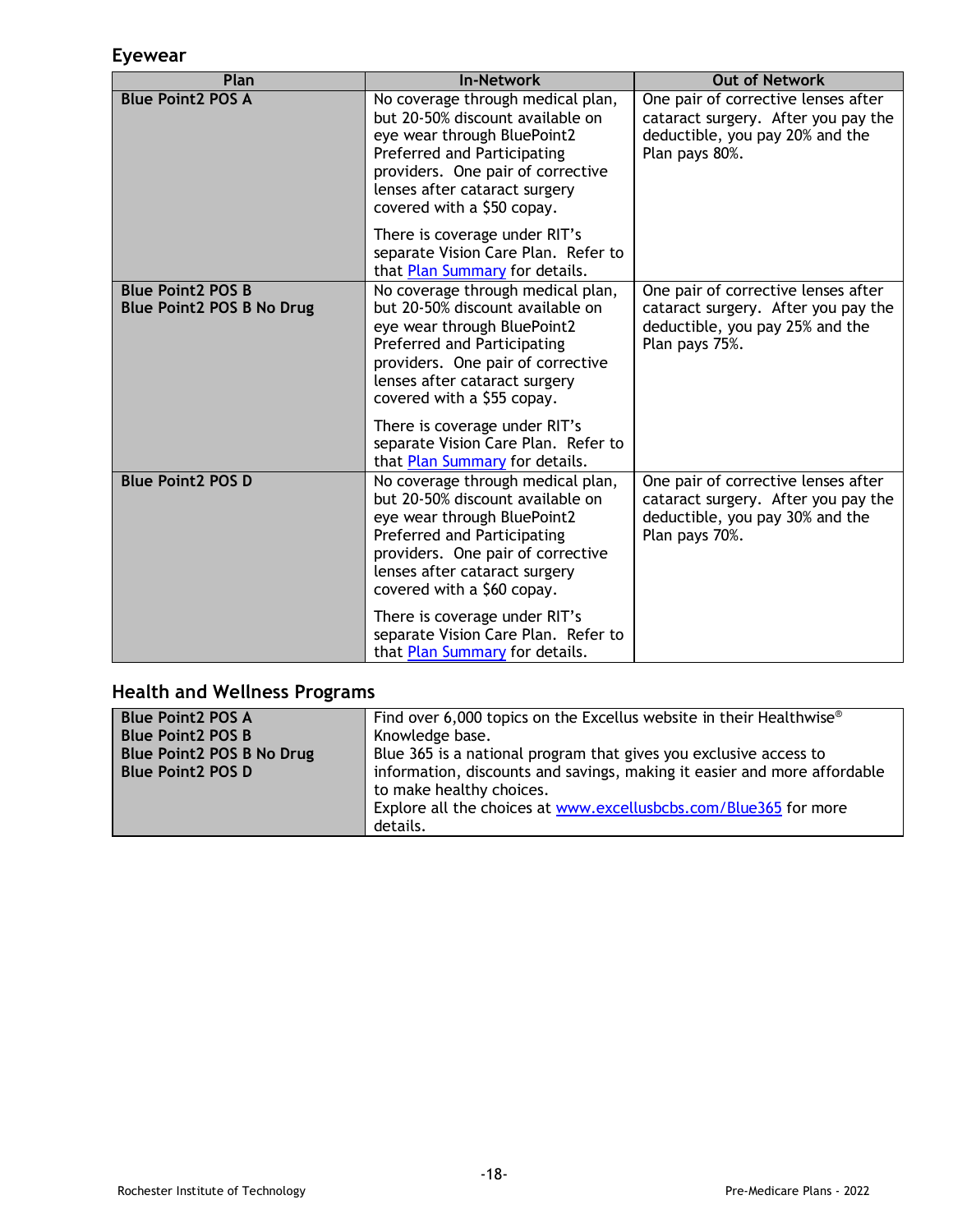## Eyewear

| Plan | In-Network | Out of Network |
|---|---|---|
| **Blue Point2 POS A** | No coverage through medical plan, but 20-50% discount available on eye wear through BluePoint2 Preferred and Participating providers. One pair of corrective lenses after cataract surgery covered with a $50 copay.<br><br>There is coverage under RIT's separate Vision Care Plan. Refer to that [Plan Summary]() for details. | One pair of corrective lenses after cataract surgery. After you pay the deductible, you pay 20% and the Plan pays 80%. |
| **Blue Point2 POS B**<br>**Blue Point2 POS B No Drug** | No coverage through medical plan, but 20-50% discount available on eye wear through BluePoint2 Preferred and Participating providers. One pair of corrective lenses after cataract surgery covered with a $55 copay.<br><br>There is coverage under RIT's separate Vision Care Plan. Refer to that [Plan Summary]() for details. | One pair of corrective lenses after cataract surgery. After you pay the deductible, you pay 25% and the Plan pays 75%. |
| **Blue Point2 POS D** | No coverage through medical plan, but 20-50% discount available on eye wear through BluePoint2 Preferred and Participating providers. One pair of corrective lenses after cataract surgery covered with a $60 copay.<br><br>There is coverage under RIT's separate Vision Care Plan. Refer to that [Plan Summary]() for details. | One pair of corrective lenses after cataract surgery. After you pay the deductible, you pay 30% and the Plan pays 70%. |

## Health and Wellness Programs

| | |
|---|---|
| **Blue Point2 POS A**<br>**Blue Point2 POS B**<br>**Blue Point2 POS B No Drug**<br>**Blue Point2 POS D** | Find over 6,000 topics on the Excellus website in their Healthwise® Knowledge base.<br>Blue 365 is a national program that gives you exclusive access to information, discounts and savings, making it easier and more affordable to make healthy choices.<br>Explore all the choices at [www.excellusbcbs.com/Blue365](www.excellusbcbs.com/Blue365) for more details. |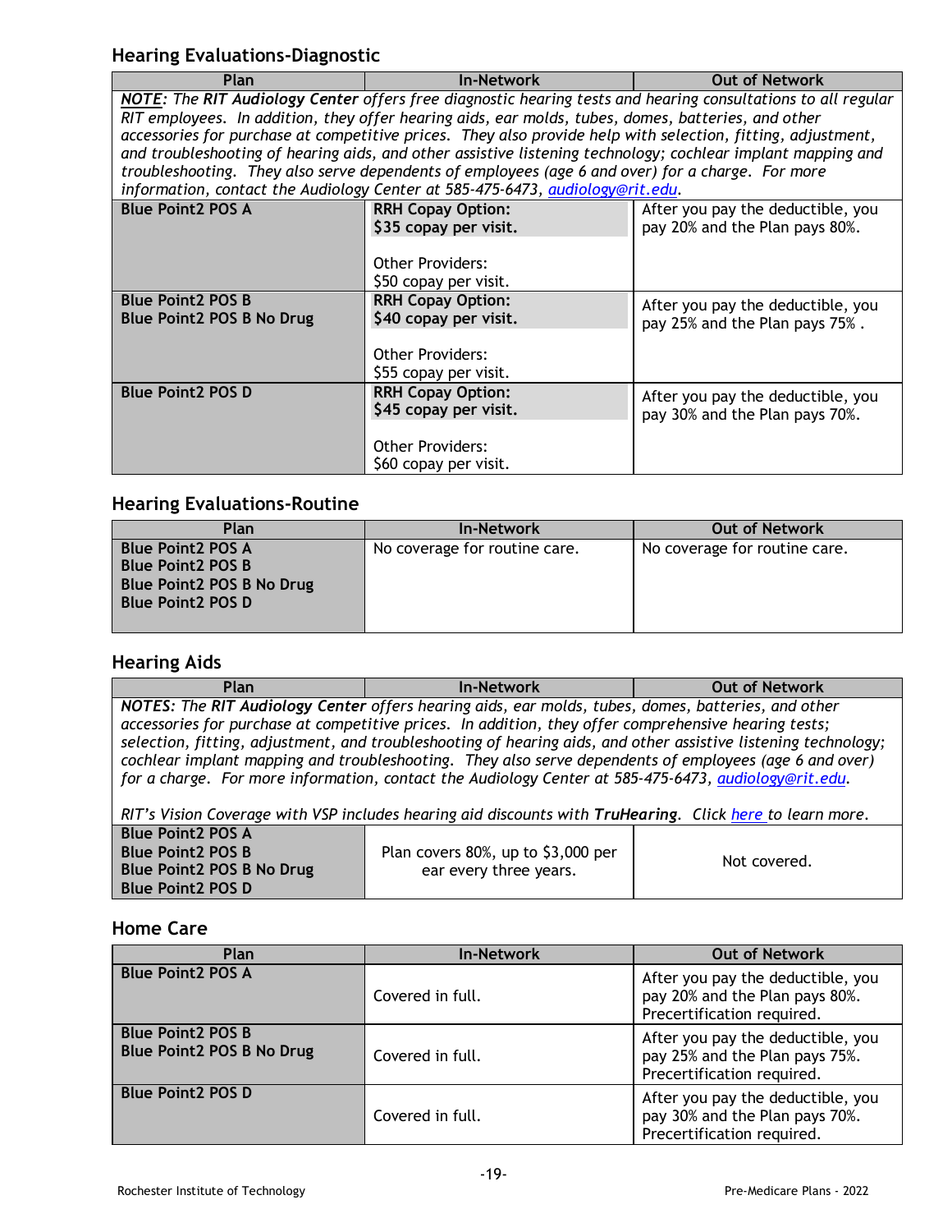## Hearing Evaluations-Diagnostic

| Plan | In-Network | Out of Network |
|---|---|---|
| ***NOTE***: *The **RIT Audiology Center** offers free diagnostic hearing tests and hearing consultations to all regular RIT employees. In addition, they offer hearing aids, ear molds, tubes, domes, batteries, and other accessories for purchase at competitive prices. They also provide help with selection, fitting, adjustment, and troubleshooting of hearing aids, and other assistive listening technology; cochlear implant mapping and troubleshooting. They also serve dependents of employees (age 6 and over) for a charge. For more information, contact the Audiology Center at 585-475-6473, audiology@rit.edu.* | | |
| **Blue Point2 POS A** | **RRH Copay Option: $35 copay per visit.**<br><br>Other Providers: $50 copay per visit. | After you pay the deductible, you pay 20% and the Plan pays 80%. |
| **Blue Point2 POS B**<br>**Blue Point2 POS B No Drug** | **RRH Copay Option: $40 copay per visit.**<br><br>Other Providers: $55 copay per visit. | After you pay the deductible, you pay 25% and the Plan pays 75% . |
| **Blue Point2 POS D** | **RRH Copay Option: $45 copay per visit.**<br><br>Other Providers: $60 copay per visit. | After you pay the deductible, you pay 30% and the Plan pays 70%. |

## Hearing Evaluations-Routine

| Plan | In-Network | Out of Network |
|---|---|---|
| **Blue Point2 POS A**<br>**Blue Point2 POS B**<br>**Blue Point2 POS B No Drug**<br>**Blue Point2 POS D** | No coverage for routine care. | No coverage for routine care. |

## Hearing Aids

| Plan | In-Network | Out of Network |
|---|---|---|
| ***NOTES:*** *The **RIT Audiology Center** offers hearing aids, ear molds, tubes, domes, batteries, and other accessories for purchase at competitive prices. In addition, they offer comprehensive hearing tests; selection, fitting, adjustment, and troubleshooting of hearing aids, and other assistive listening technology; cochlear implant mapping and troubleshooting. They also serve dependents of employees (age 6 and over) for a charge. For more information, contact the Audiology Center at 585-475-6473, audiology@rit.edu.*<br><br>*RIT's Vision Coverage with VSP includes hearing aid discounts with **TruHearing**. Click here to learn more.* | | |
| **Blue Point2 POS A**<br>**Blue Point2 POS B**<br>**Blue Point2 POS B No Drug**<br>**Blue Point2 POS D** | Plan covers 80%, up to $3,000 per ear every three years. | Not covered. |

## Home Care

| Plan | In-Network | Out of Network |
|---|---|---|
| **Blue Point2 POS A** | Covered in full. | After you pay the deductible, you pay 20% and the Plan pays 80%. Precertification required. |
| **Blue Point2 POS B**<br>**Blue Point2 POS B No Drug** | Covered in full. | After you pay the deductible, you pay 25% and the Plan pays 75%. Precertification required. |
| **Blue Point2 POS D** | Covered in full. | After you pay the deductible, you pay 30% and the Plan pays 70%. Precertification required. |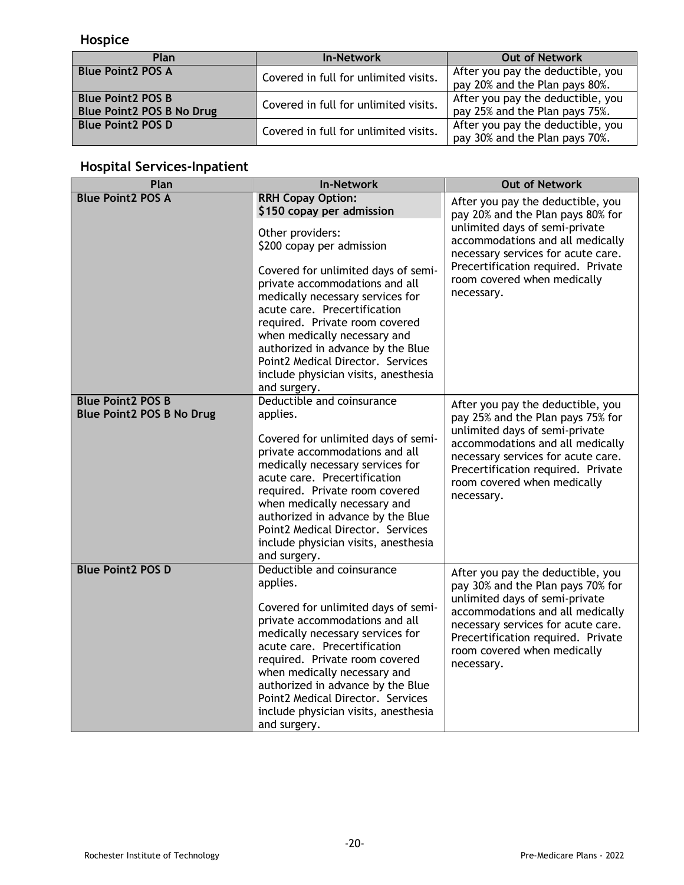## Hospice

| Plan | In-Network | Out of Network |
|---|---|---|
| **Blue Point2 POS A** | Covered in full for unlimited visits. | After you pay the deductible, you pay 20% and the Plan pays 80%. |
| **Blue Point2 POS B**<br>**Blue Point2 POS B No Drug** | Covered in full for unlimited visits. | After you pay the deductible, you pay 25% and the Plan pays 75%. |
| **Blue Point2 POS D** | Covered in full for unlimited visits. | After you pay the deductible, you pay 30% and the Plan pays 70%. |

## Hospital Services-Inpatient

| Plan | In-Network | Out of Network |
|---|---|---|
| **Blue Point2 POS A** | **RRH Copay Option:**<br>**$150 copay per admission**<br><br>Other providers:<br>$200 copay per admission<br><br>Covered for unlimited days of semi-private accommodations and all medically necessary services for acute care. Precertification required. Private room covered when medically necessary and authorized in advance by the Blue Point2 Medical Director. Services include physician visits, anesthesia and surgery. | After you pay the deductible, you pay 20% and the Plan pays 80% for unlimited days of semi-private accommodations and all medically necessary services for acute care. Precertification required. Private room covered when medically necessary. |
| **Blue Point2 POS B**<br>**Blue Point2 POS B No Drug** | Deductible and coinsurance applies.<br><br>Covered for unlimited days of semi-private accommodations and all medically necessary services for acute care. Precertification required. Private room covered when medically necessary and authorized in advance by the Blue Point2 Medical Director. Services include physician visits, anesthesia and surgery. | After you pay the deductible, you pay 25% and the Plan pays 75% for unlimited days of semi-private accommodations and all medically necessary services for acute care. Precertification required. Private room covered when medically necessary. |
| **Blue Point2 POS D** | Deductible and coinsurance applies.<br><br>Covered for unlimited days of semi-private accommodations and all medically necessary services for acute care. Precertification required. Private room covered when medically necessary and authorized in advance by the Blue Point2 Medical Director. Services include physician visits, anesthesia and surgery. | After you pay the deductible, you pay 30% and the Plan pays 70% for unlimited days of semi-private accommodations and all medically necessary services for acute care. Precertification required. Private room covered when medically necessary. |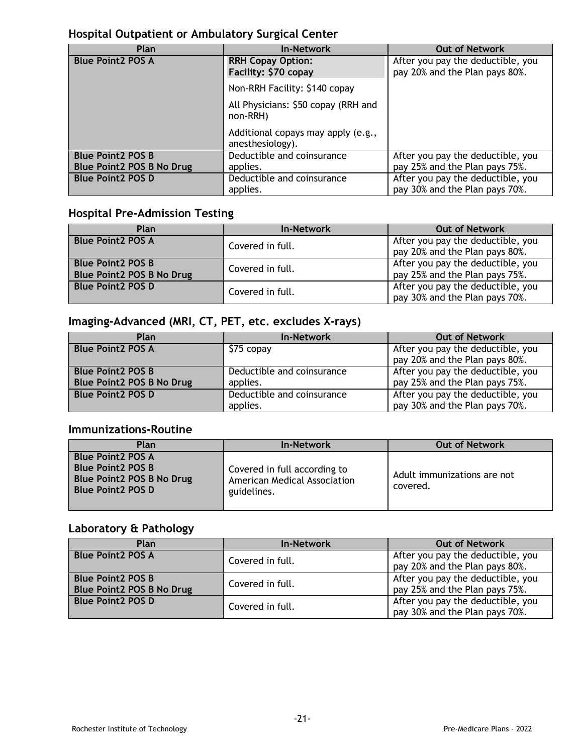## Hospital Outpatient or Ambulatory Surgical Center

| Plan | In-Network | Out of Network |
|---|---|---|
| **Blue Point2 POS A** | **RRH Copay Option:** **Facility: $70 copay**<br>Non-RRH Facility: $140 copay<br>All Physicians: $50 copay (RRH and non-RRH)<br>Additional copays may apply (e.g., anesthesiology). | After you pay the deductible, you pay 20% and the Plan pays 80%. |
| **Blue Point2 POS B**<br>**Blue Point2 POS B No Drug** | Deductible and coinsurance applies. | After you pay the deductible, you pay 25% and the Plan pays 75%. |
| **Blue Point2 POS D** | Deductible and coinsurance applies. | After you pay the deductible, you pay 30% and the Plan pays 70%. |

## Hospital Pre-Admission Testing

| Plan | In-Network | Out of Network |
|---|---|---|
| **Blue Point2 POS A** | Covered in full. | After you pay the deductible, you pay 20% and the Plan pays 80%. |
| **Blue Point2 POS B**<br>**Blue Point2 POS B No Drug** | Covered in full. | After you pay the deductible, you pay 25% and the Plan pays 75%. |
| **Blue Point2 POS D** | Covered in full. | After you pay the deductible, you pay 30% and the Plan pays 70%. |

## Imaging-Advanced (MRI, CT, PET, etc. excludes X-rays)

| Plan | In-Network | Out of Network |
|---|---|---|
| **Blue Point2 POS A** | $75 copay | After you pay the deductible, you pay 20% and the Plan pays 80%. |
| **Blue Point2 POS B**<br>**Blue Point2 POS B No Drug** | Deductible and coinsurance applies. | After you pay the deductible, you pay 25% and the Plan pays 75%. |
| **Blue Point2 POS D** | Deductible and coinsurance applies. | After you pay the deductible, you pay 30% and the Plan pays 70%. |

## Immunizations-Routine

| Plan | In-Network | Out of Network |
|---|---|---|
| **Blue Point2 POS A**<br>**Blue Point2 POS B**<br>**Blue Point2 POS B No Drug**<br>**Blue Point2 POS D** | Covered in full according to American Medical Association guidelines. | Adult immunizations are not covered. |

## Laboratory & Pathology

| Plan | In-Network | Out of Network |
|---|---|---|
| **Blue Point2 POS A** | Covered in full. | After you pay the deductible, you pay 20% and the Plan pays 80%. |
| **Blue Point2 POS B**<br>**Blue Point2 POS B No Drug** | Covered in full. | After you pay the deductible, you pay 25% and the Plan pays 75%. |
| **Blue Point2 POS D** | Covered in full. | After you pay the deductible, you pay 30% and the Plan pays 70%. |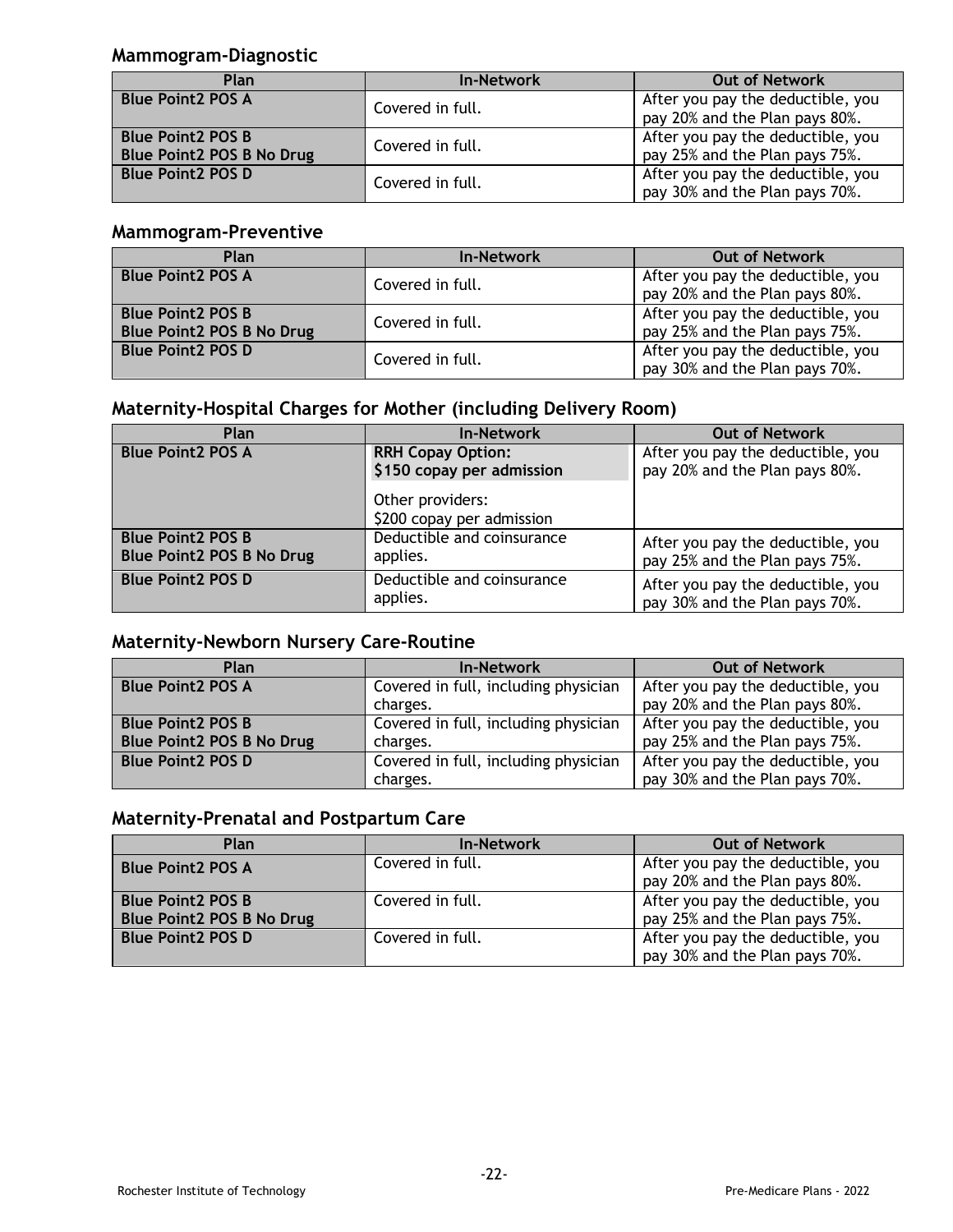## Mammogram-Diagnostic

| Plan | In-Network | Out of Network |
|---|---|---|
| **Blue Point2 POS A** | Covered in full. | After you pay the deductible, you pay 20% and the Plan pays 80%. |
| **Blue Point2 POS B**<br>**Blue Point2 POS B No Drug** | Covered in full. | After you pay the deductible, you pay 25% and the Plan pays 75%. |
| **Blue Point2 POS D** | Covered in full. | After you pay the deductible, you pay 30% and the Plan pays 70%. |

## Mammogram-Preventive

| Plan | In-Network | Out of Network |
|---|---|---|
| **Blue Point2 POS A** | Covered in full. | After you pay the deductible, you pay 20% and the Plan pays 80%. |
| **Blue Point2 POS B**<br>**Blue Point2 POS B No Drug** | Covered in full. | After you pay the deductible, you pay 25% and the Plan pays 75%. |
| **Blue Point2 POS D** | Covered in full. | After you pay the deductible, you pay 30% and the Plan pays 70%. |

## Maternity-Hospital Charges for Mother (including Delivery Room)

| Plan | In-Network | Out of Network |
|---|---|---|
| **Blue Point2 POS A** | **RRH Copay Option:**<br>**$150 copay per admission**<br><br>Other providers:<br>$200 copay per admission | After you pay the deductible, you pay 20% and the Plan pays 80%. |
| **Blue Point2 POS B**<br>**Blue Point2 POS B No Drug** | Deductible and coinsurance applies. | After you pay the deductible, you pay 25% and the Plan pays 75%. |
| **Blue Point2 POS D** | Deductible and coinsurance applies. | After you pay the deductible, you pay 30% and the Plan pays 70%. |

## Maternity-Newborn Nursery Care-Routine

| Plan | In-Network | Out of Network |
|---|---|---|
| **Blue Point2 POS A** | Covered in full, including physician charges. | After you pay the deductible, you pay 20% and the Plan pays 80%. |
| **Blue Point2 POS B**<br>**Blue Point2 POS B No Drug** | Covered in full, including physician charges. | After you pay the deductible, you pay 25% and the Plan pays 75%. |
| **Blue Point2 POS D** | Covered in full, including physician charges. | After you pay the deductible, you pay 30% and the Plan pays 70%. |

## Maternity-Prenatal and Postpartum Care

| Plan | In-Network | Out of Network |
|---|---|---|
| **Blue Point2 POS A** | Covered in full. | After you pay the deductible, you pay 20% and the Plan pays 80%. |
| **Blue Point2 POS B**<br>**Blue Point2 POS B No Drug** | Covered in full. | After you pay the deductible, you pay 25% and the Plan pays 75%. |
| **Blue Point2 POS D** | Covered in full. | After you pay the deductible, you pay 30% and the Plan pays 70%. |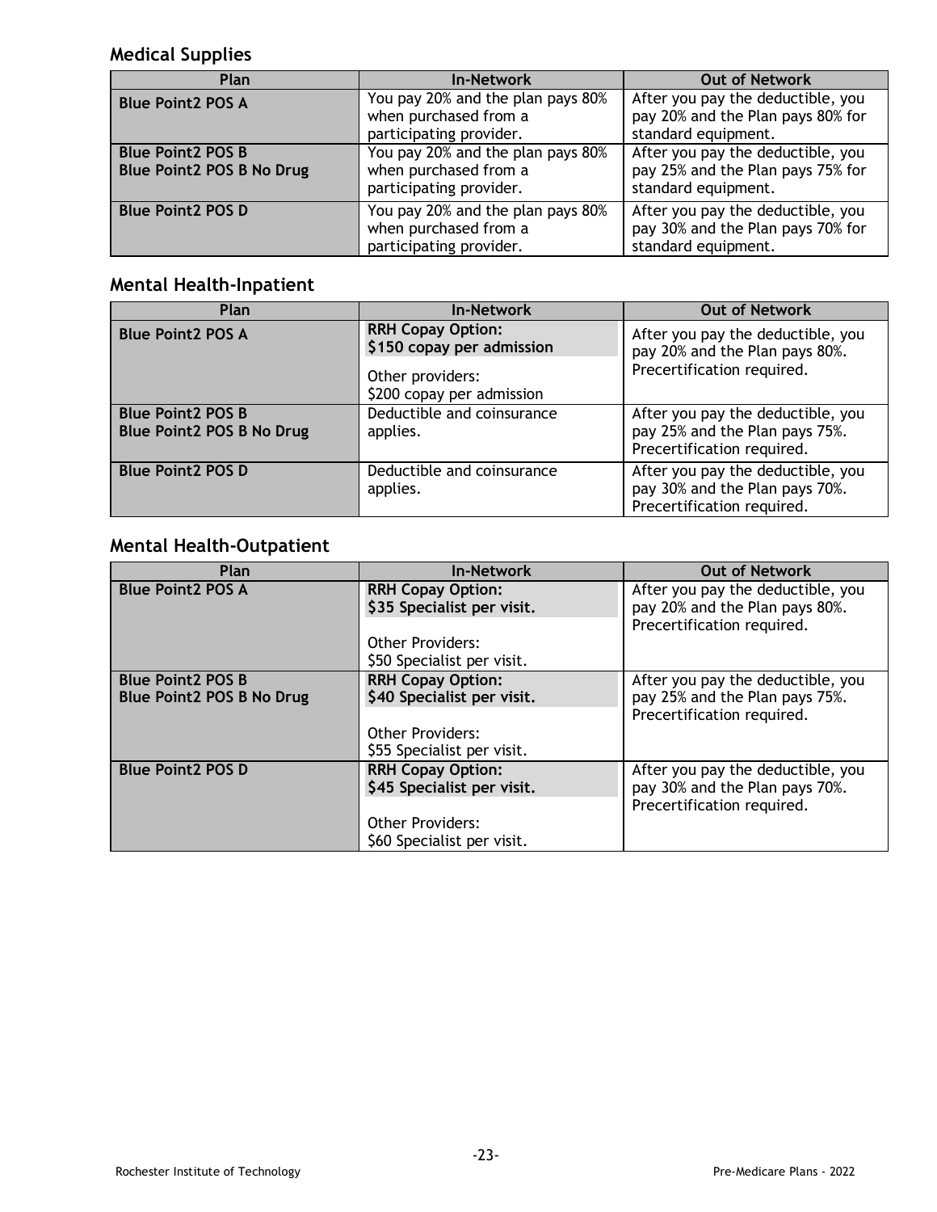## Medical Supplies

| Plan | In-Network | Out of Network |
|---|---|---|
| **Blue Point2 POS A** | You pay 20% and the plan pays 80% when purchased from a participating provider. | After you pay the deductible, you pay 20% and the Plan pays 80% for standard equipment. |
| **Blue Point2 POS B**<br>**Blue Point2 POS B No Drug** | You pay 20% and the plan pays 80% when purchased from a participating provider. | After you pay the deductible, you pay 25% and the Plan pays 75% for standard equipment. |
| **Blue Point2 POS D** | You pay 20% and the plan pays 80% when purchased from a participating provider. | After you pay the deductible, you pay 30% and the Plan pays 70% for standard equipment. |

## Mental Health-Inpatient

| Plan | In-Network | Out of Network |
|---|---|---|
| **Blue Point2 POS A** | **RRH Copay Option:**<br>**$150 copay per admission**<br><br>Other providers:<br>$200 copay per admission | After you pay the deductible, you pay 20% and the Plan pays 80%. Precertification required. |
| **Blue Point2 POS B**<br>**Blue Point2 POS B No Drug** | Deductible and coinsurance applies. | After you pay the deductible, you pay 25% and the Plan pays 75%. Precertification required. |
| **Blue Point2 POS D** | Deductible and coinsurance applies. | After you pay the deductible, you pay 30% and the Plan pays 70%. Precertification required. |

## Mental Health-Outpatient

| Plan | In-Network | Out of Network |
|---|---|---|
| **Blue Point2 POS A** | **RRH Copay Option:**<br>**$35 Specialist per visit.**<br><br>Other Providers:<br>$50 Specialist per visit. | After you pay the deductible, you pay 20% and the Plan pays 80%. Precertification required. |
| **Blue Point2 POS B**<br>**Blue Point2 POS B No Drug** | **RRH Copay Option:**<br>**$40 Specialist per visit.**<br><br>Other Providers:<br>$55 Specialist per visit. | After you pay the deductible, you pay 25% and the Plan pays 75%. Precertification required. |
| **Blue Point2 POS D** | **RRH Copay Option:**<br>**$45 Specialist per visit.**<br><br>Other Providers:<br>$60 Specialist per visit. | After you pay the deductible, you pay 30% and the Plan pays 70%. Precertification required. |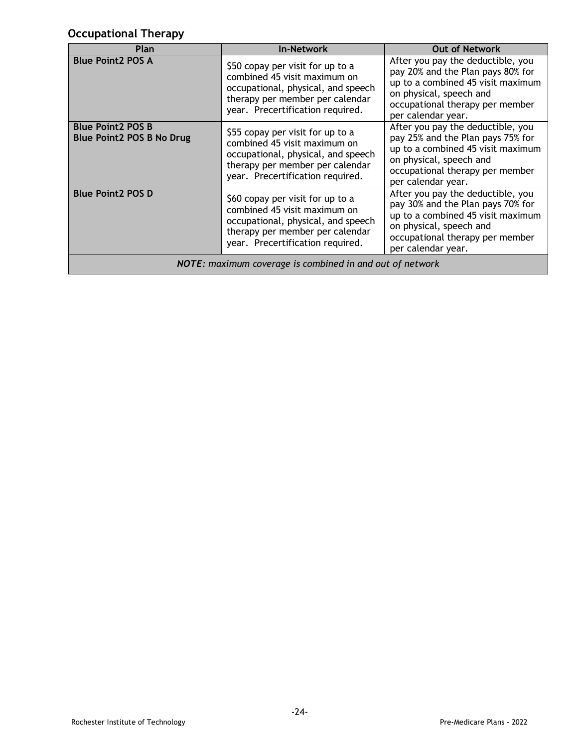## Occupational Therapy

| Plan | In-Network | Out of Network |
|---|---|---|
| **Blue Point2 POS A** | $50 copay per visit for up to a combined 45 visit maximum on occupational, physical, and speech therapy per member per calendar year. Precertification required. | After you pay the deductible, you pay 20% and the Plan pays 80% for up to a combined 45 visit maximum on physical, speech and occupational therapy per member per calendar year. |
| **Blue Point2 POS B**<br>**Blue Point2 POS B No Drug** | $55 copay per visit for up to a combined 45 visit maximum on occupational, physical, and speech therapy per member per calendar year. Precertification required. | After you pay the deductible, you pay 25% and the Plan pays 75% for up to a combined 45 visit maximum on physical, speech and occupational therapy per member per calendar year. |
| **Blue Point2 POS D** | $60 copay per visit for up to a combined 45 visit maximum on occupational, physical, and speech therapy per member per calendar year. Precertification required. | After you pay the deductible, you pay 30% and the Plan pays 70% for up to a combined 45 visit maximum on physical, speech and occupational therapy per member per calendar year. |
| ***NOTE**: maximum coverage is combined in and out of network* | | |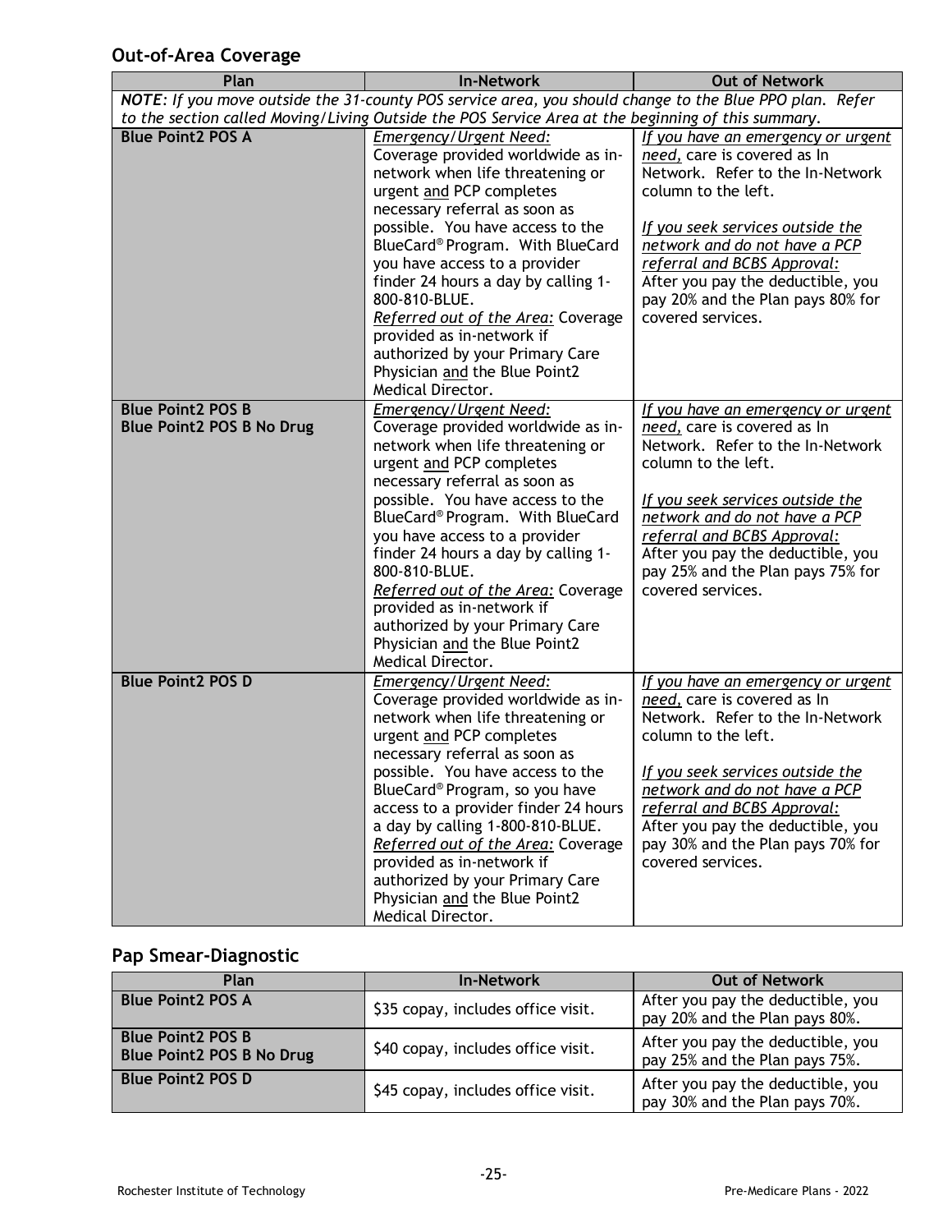## Out-of-Area Coverage

| Plan | In-Network | Out of Network |
|---|---|---|
| *NOTE: If you move outside the 31-county POS service area, you should change to the Blue PPO plan. Refer to the section called Moving/Living Outside the POS Service Area at the beginning of this summary.* | | |
| **Blue Point2 POS A** | *Emergency/Urgent Need:* Coverage provided worldwide as in-network when life threatening or urgent and PCP completes necessary referral as soon as possible. You have access to the BlueCard® Program. With BlueCard you have access to a provider finder 24 hours a day by calling 1-800-810-BLUE. *Referred out of the Area:* Coverage provided as in-network if authorized by your Primary Care Physician and the Blue Point2 Medical Director. | *If you have an emergency or urgent need,* care is covered as In Network. Refer to the In-Network column to the left. *If you seek services outside the network and do not have a PCP referral and BCBS Approval:* After you pay the deductible, you pay 20% and the Plan pays 80% for covered services. |
| **Blue Point2 POS B** **Blue Point2 POS B No Drug** | *Emergency/Urgent Need:* Coverage provided worldwide as in-network when life threatening or urgent and PCP completes necessary referral as soon as possible. You have access to the BlueCard® Program. With BlueCard you have access to a provider finder 24 hours a day by calling 1-800-810-BLUE. *Referred out of the Area:* Coverage provided as in-network if authorized by your Primary Care Physician and the Blue Point2 Medical Director. | *If you have an emergency or urgent need,* care is covered as In Network. Refer to the In-Network column to the left. *If you seek services outside the network and do not have a PCP referral and BCBS Approval:* After you pay the deductible, you pay 25% and the Plan pays 75% for covered services. |
| **Blue Point2 POS D** | *Emergency/Urgent Need:* Coverage provided worldwide as in-network when life threatening or urgent and PCP completes necessary referral as soon as possible. You have access to the BlueCard® Program, so you have access to a provider finder 24 hours a day by calling 1-800-810-BLUE. *Referred out of the Area:* Coverage provided as in-network if authorized by your Primary Care Physician and the Blue Point2 Medical Director. | *If you have an emergency or urgent need,* care is covered as In Network. Refer to the In-Network column to the left. *If you seek services outside the network and do not have a PCP referral and BCBS Approval:* After you pay the deductible, you pay 30% and the Plan pays 70% for covered services. |

## Pap Smear-Diagnostic

| Plan | In-Network | Out of Network |
|---|---|---|
| **Blue Point2 POS A** | $35 copay, includes office visit. | After you pay the deductible, you pay 20% and the Plan pays 80%. |
| **Blue Point2 POS B** **Blue Point2 POS B No Drug** | $40 copay, includes office visit. | After you pay the deductible, you pay 25% and the Plan pays 75%. |
| **Blue Point2 POS D** | $45 copay, includes office visit. | After you pay the deductible, you pay 30% and the Plan pays 70%. |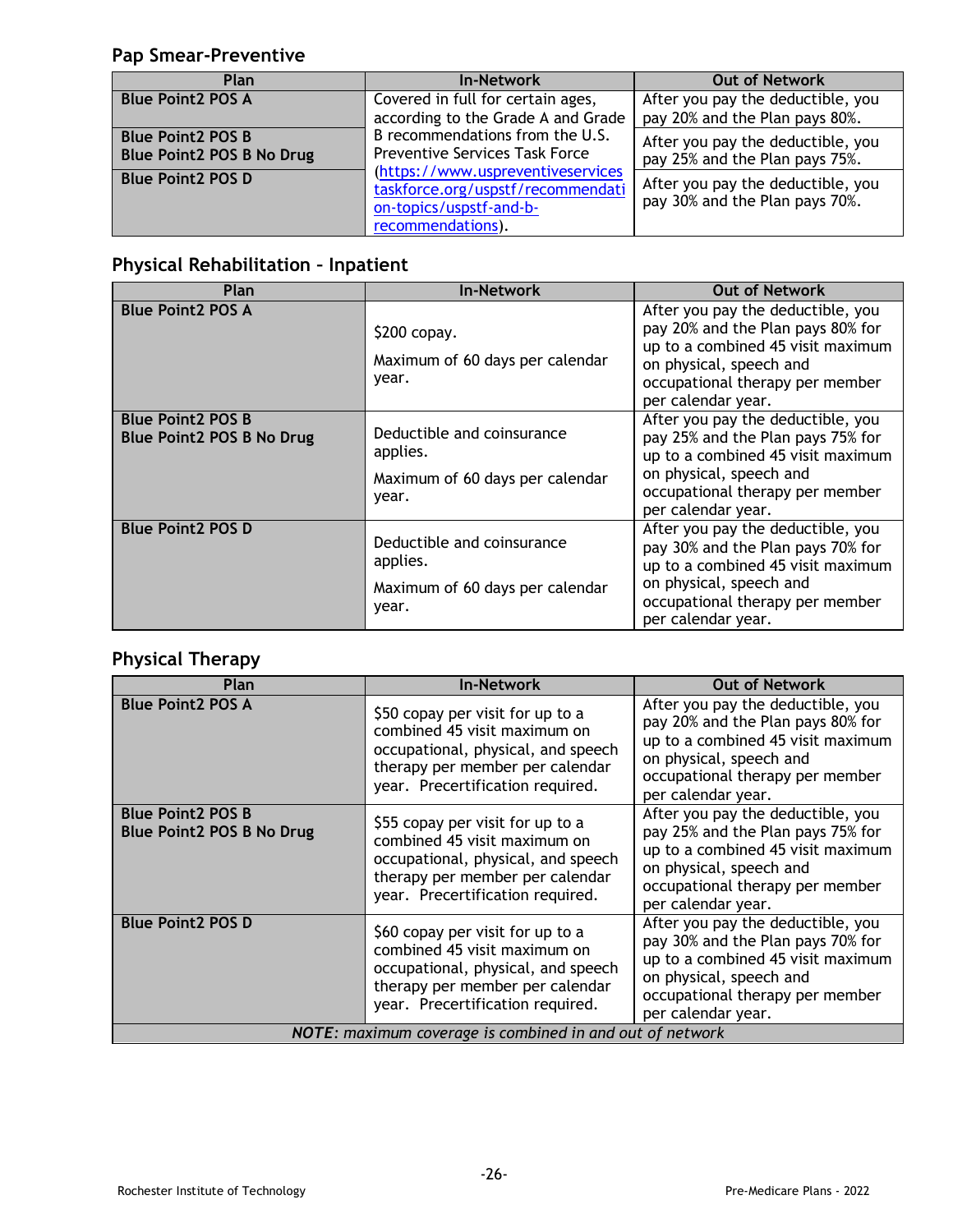## Pap Smear-Preventive

| Plan | In-Network | Out of Network |
|---|---|---|
| **Blue Point2 POS A** | Covered in full for certain ages, according to the Grade A and Grade B recommendations from the U.S. Preventive Services Task Force ([https://www.uspreventiveservicestaskforce.org/recommendation-topics/uspstf-and-b-recommendations](https://www.uspreventiveservicestaskforce.org/recommendation-topics/uspstf-and-b-recommendations)). | After you pay the deductible, you pay 20% and the Plan pays 80%. |
| **Blue Point2 POS B**<br>**Blue Point2 POS B No Drug** | | After you pay the deductible, you pay 25% and the Plan pays 75%. |
| **Blue Point2 POS D** | | After you pay the deductible, you pay 30% and the Plan pays 70%. |

## Physical Rehabilitation – Inpatient

| Plan | In-Network | Out of Network |
|---|---|---|
| **Blue Point2 POS A** | $200 copay.<br>Maximum of 60 days per calendar year. | After you pay the deductible, you pay 20% and the Plan pays 80% for up to a combined 45 visit maximum on physical, speech and occupational therapy per member per calendar year. |
| **Blue Point2 POS B**<br>**Blue Point2 POS B No Drug** | Deductible and coinsurance applies.<br>Maximum of 60 days per calendar year. | After you pay the deductible, you pay 25% and the Plan pays 75% for up to a combined 45 visit maximum on physical, speech and occupational therapy per member per calendar year. |
| **Blue Point2 POS D** | Deductible and coinsurance applies.<br>Maximum of 60 days per calendar year. | After you pay the deductible, you pay 30% and the Plan pays 70% for up to a combined 45 visit maximum on physical, speech and occupational therapy per member per calendar year. |

## Physical Therapy

| Plan | In-Network | Out of Network |
|---|---|---|
| **Blue Point2 POS A** | $50 copay per visit for up to a combined 45 visit maximum on occupational, physical, and speech therapy per member per calendar year. Precertification required. | After you pay the deductible, you pay 20% and the Plan pays 80% for up to a combined 45 visit maximum on physical, speech and occupational therapy per member per calendar year. |
| **Blue Point2 POS B**<br>**Blue Point2 POS B No Drug** | $55 copay per visit for up to a combined 45 visit maximum on occupational, physical, and speech therapy per member per calendar year. Precertification required. | After you pay the deductible, you pay 25% and the Plan pays 75% for up to a combined 45 visit maximum on physical, speech and occupational therapy per member per calendar year. |
| **Blue Point2 POS D** | $60 copay per visit for up to a combined 45 visit maximum on occupational, physical, and speech therapy per member per calendar year. Precertification required. | After you pay the deductible, you pay 30% and the Plan pays 70% for up to a combined 45 visit maximum on physical, speech and occupational therapy per member per calendar year. |
| ***NOTE**: maximum coverage is combined in and out of network* | | |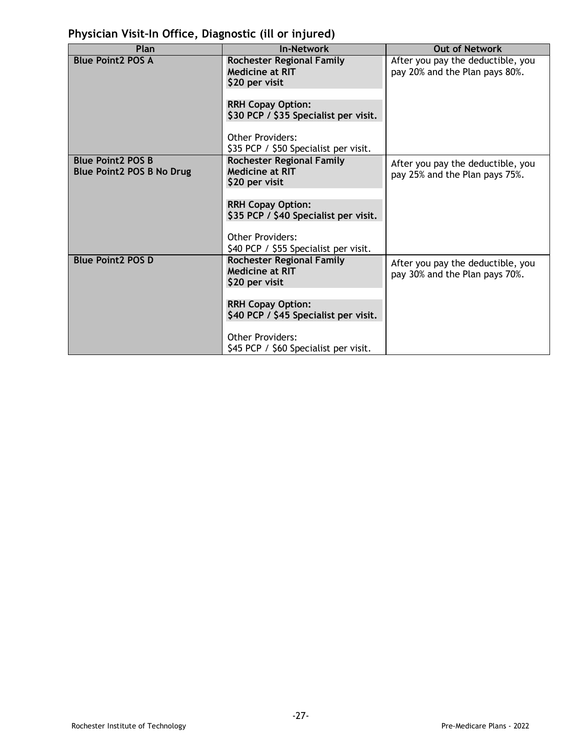## Physician Visit-In Office, Diagnostic (ill or injured)

| Plan | In-Network | Out of Network |
|---|---|---|
| **Blue Point2 POS A** | **Rochester Regional Family Medicine at RIT** **$20 per visit**<br><br>**RRH Copay Option:** **$30 PCP / $35 Specialist per visit.**<br><br>Other Providers: $35 PCP / $50 Specialist per visit. | After you pay the deductible, you pay 20% and the Plan pays 80%. |
| **Blue Point2 POS B** **Blue Point2 POS B No Drug** | **Rochester Regional Family Medicine at RIT** **$20 per visit**<br><br>**RRH Copay Option:** **$35 PCP / $40 Specialist per visit.**<br><br>Other Providers: $40 PCP / $55 Specialist per visit. | After you pay the deductible, you pay 25% and the Plan pays 75%. |
| **Blue Point2 POS D** | **Rochester Regional Family Medicine at RIT** **$20 per visit**<br><br>**RRH Copay Option:** **$40 PCP / $45 Specialist per visit.**<br><br>Other Providers: $45 PCP / $60 Specialist per visit. | After you pay the deductible, you pay 30% and the Plan pays 70%. |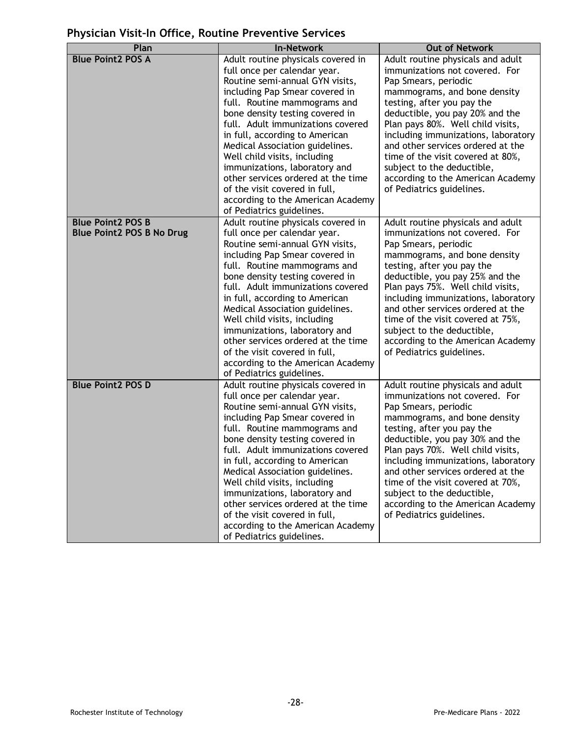## Physician Visit-In Office, Routine Preventive Services

| Plan | In-Network | Out of Network |
|---|---|---|
| **Blue Point2 POS A** | Adult routine physicals covered in full once per calendar year. Routine semi-annual GYN visits, including Pap Smear covered in full. Routine mammograms and bone density testing covered in full. Adult immunizations covered in full, according to American Medical Association guidelines. Well child visits, including immunizations, laboratory and other services ordered at the time of the visit covered in full, according to the American Academy of Pediatrics guidelines. | Adult routine physicals and adult immunizations not covered. For Pap Smears, periodic mammograms, and bone density testing, after you pay the deductible, you pay 20% and the Plan pays 80%. Well child visits, including immunizations, laboratory and other services ordered at the time of the visit covered at 80%, subject to the deductible, according to the American Academy of Pediatrics guidelines. |
| **Blue Point2 POS B**<br>**Blue Point2 POS B No Drug** | Adult routine physicals covered in full once per calendar year. Routine semi-annual GYN visits, including Pap Smear covered in full. Routine mammograms and bone density testing covered in full. Adult immunizations covered in full, according to American Medical Association guidelines. Well child visits, including immunizations, laboratory and other services ordered at the time of the visit covered in full, according to the American Academy of Pediatrics guidelines. | Adult routine physicals and adult immunizations not covered. For Pap Smears, periodic mammograms, and bone density testing, after you pay the deductible, you pay 25% and the Plan pays 75%. Well child visits, including immunizations, laboratory and other services ordered at the time of the visit covered at 75%, subject to the deductible, according to the American Academy of Pediatrics guidelines. |
| **Blue Point2 POS D** | Adult routine physicals covered in full once per calendar year. Routine semi-annual GYN visits, including Pap Smear covered in full. Routine mammograms and bone density testing covered in full. Adult immunizations covered in full, according to American Medical Association guidelines. Well child visits, including immunizations, laboratory and other services ordered at the time of the visit covered in full, according to the American Academy of Pediatrics guidelines. | Adult routine physicals and adult immunizations not covered. For Pap Smears, periodic mammograms, and bone density testing, after you pay the deductible, you pay 30% and the Plan pays 70%. Well child visits, including immunizations, laboratory and other services ordered at the time of the visit covered at 70%, subject to the deductible, according to the American Academy of Pediatrics guidelines. |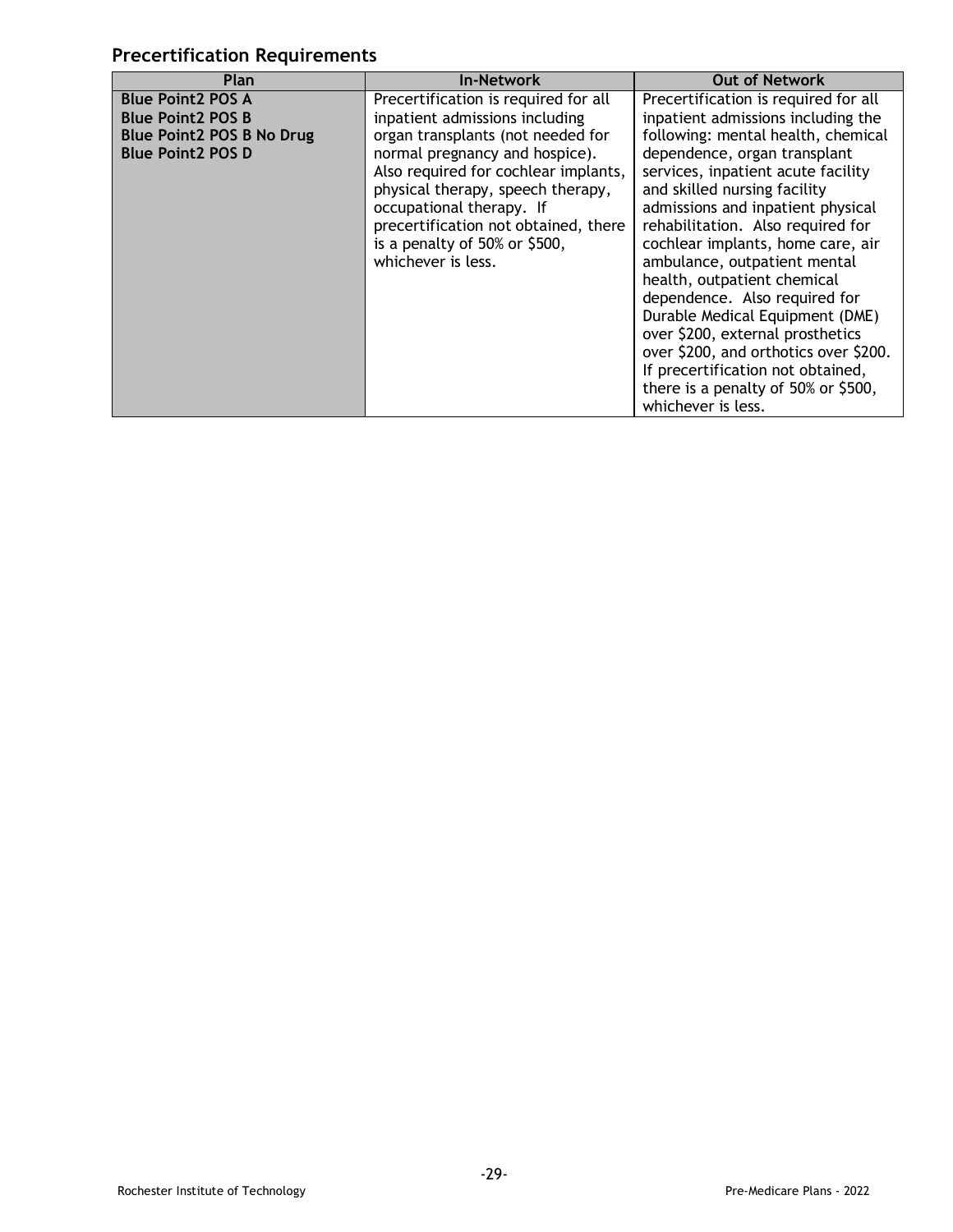## Precertification Requirements

| Plan | In-Network | Out of Network |
|---|---|---|
| **Blue Point2 POS A**<br>**Blue Point2 POS B**<br>**Blue Point2 POS B No Drug**<br>**Blue Point2 POS D** | Precertification is required for all inpatient admissions including organ transplants (not needed for normal pregnancy and hospice). Also required for cochlear implants, physical therapy, speech therapy, occupational therapy. If precertification not obtained, there is a penalty of 50% or $500, whichever is less. | Precertification is required for all inpatient admissions including the following: mental health, chemical dependence, organ transplant services, inpatient acute facility and skilled nursing facility admissions and inpatient physical rehabilitation. Also required for cochlear implants, home care, air ambulance, outpatient mental health, outpatient chemical dependence. Also required for Durable Medical Equipment (DME) over $200, external prosthetics over $200, and orthotics over $200. If precertification not obtained, there is a penalty of 50% or $500, whichever is less. |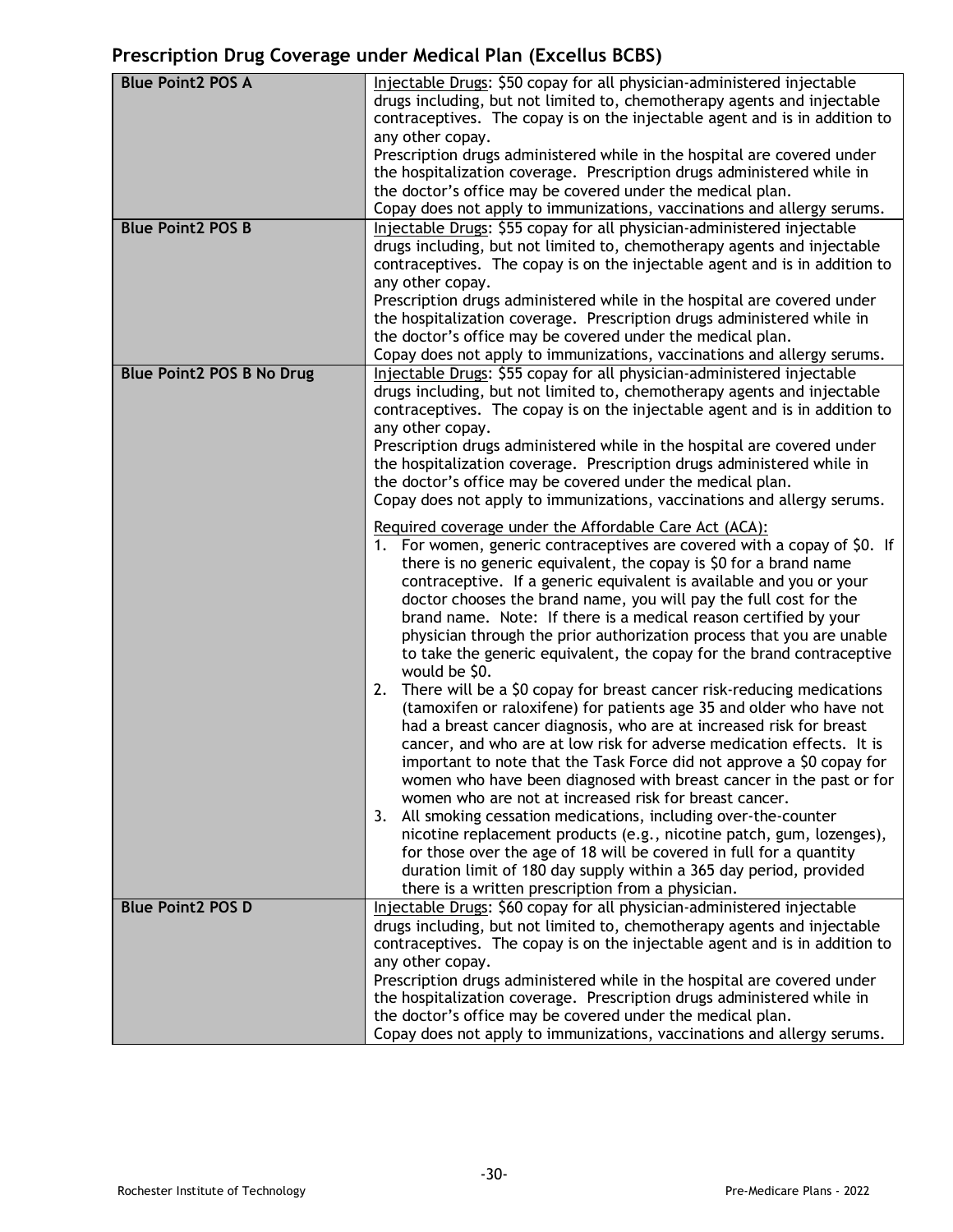## Prescription Drug Coverage under Medical Plan (Excellus BCBS)

| | |
|---|---|
| **Blue Point2 POS A** | Injectable Drugs: $50 copay for all physician-administered injectable drugs including, but not limited to, chemotherapy agents and injectable contraceptives. The copay is on the injectable agent and is in addition to any other copay.<br>Prescription drugs administered while in the hospital are covered under the hospitalization coverage. Prescription drugs administered while in the doctor's office may be covered under the medical plan.<br>Copay does not apply to immunizations, vaccinations and allergy serums. |
| **Blue Point2 POS B** | Injectable Drugs: $55 copay for all physician-administered injectable drugs including, but not limited to, chemotherapy agents and injectable contraceptives. The copay is on the injectable agent and is in addition to any other copay.<br>Prescription drugs administered while in the hospital are covered under the hospitalization coverage. Prescription drugs administered while in the doctor's office may be covered under the medical plan.<br>Copay does not apply to immunizations, vaccinations and allergy serums. |
| **Blue Point2 POS B No Drug** | Injectable Drugs: $55 copay for all physician-administered injectable drugs including, but not limited to, chemotherapy agents and injectable contraceptives. The copay is on the injectable agent and is in addition to any other copay.<br>Prescription drugs administered while in the hospital are covered under the hospitalization coverage. Prescription drugs administered while in the doctor's office may be covered under the medical plan.<br>Copay does not apply to immunizations, vaccinations and allergy serums.<br><br>Required coverage under the Affordable Care Act (ACA):<br>1. For women, generic contraceptives are covered with a copay of $0. If there is no generic equivalent, the copay is $0 for a brand name contraceptive. If a generic equivalent is available and you or your doctor chooses the brand name, you will pay the full cost for the brand name. Note: If there is a medical reason certified by your physician through the prior authorization process that you are unable to take the generic equivalent, the copay for the brand contraceptive would be $0.<br>2. There will be a $0 copay for breast cancer risk-reducing medications (tamoxifen or raloxifene) for patients age 35 and older who have not had a breast cancer diagnosis, who are at increased risk for breast cancer, and who are at low risk for adverse medication effects. It is important to note that the Task Force did not approve a $0 copay for women who have been diagnosed with breast cancer in the past or for women who are not at increased risk for breast cancer.<br>3. All smoking cessation medications, including over-the-counter nicotine replacement products (e.g., nicotine patch, gum, lozenges), for those over the age of 18 will be covered in full for a quantity duration limit of 180 day supply within a 365 day period, provided there is a written prescription from a physician. |
| **Blue Point2 POS D** | Injectable Drugs: $60 copay for all physician-administered injectable drugs including, but not limited to, chemotherapy agents and injectable contraceptives. The copay is on the injectable agent and is in addition to any other copay.<br>Prescription drugs administered while in the hospital are covered under the hospitalization coverage. Prescription drugs administered while in the doctor's office may be covered under the medical plan.<br>Copay does not apply to immunizations, vaccinations and allergy serums. |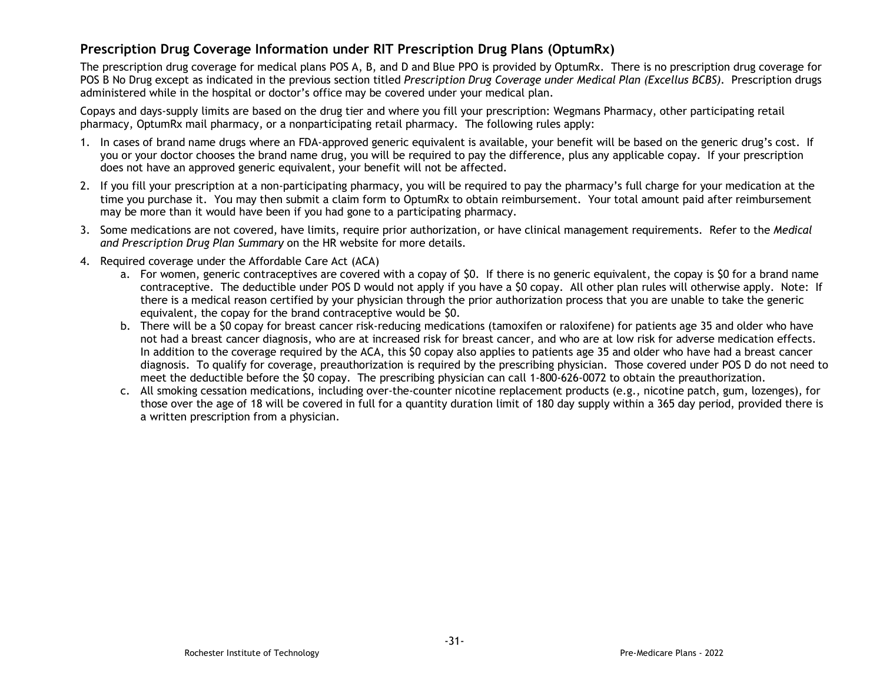## Prescription Drug Coverage Information under RIT Prescription Drug Plans (OptumRx)

The prescription drug coverage for medical plans POS A, B, and D and Blue PPO is provided by OptumRx. There is no prescription drug coverage for POS B No Drug except as indicated in the previous section titled *Prescription Drug Coverage under Medical Plan (Excellus BCBS)*. Prescription drugs administered while in the hospital or doctor's office may be covered under your medical plan.

Copays and days-supply limits are based on the drug tier and where you fill your prescription: Wegmans Pharmacy, other participating retail pharmacy, OptumRx mail pharmacy, or a nonparticipating retail pharmacy. The following rules apply:

1. In cases of brand name drugs where an FDA-approved generic equivalent is available, your benefit will be based on the generic drug's cost. If you or your doctor chooses the brand name drug, you will be required to pay the difference, plus any applicable copay. If your prescription does not have an approved generic equivalent, your benefit will not be affected.
2. If you fill your prescription at a non-participating pharmacy, you will be required to pay the pharmacy's full charge for your medication at the time you purchase it. You may then submit a claim form to OptumRx to obtain reimbursement. Your total amount paid after reimbursement may be more than it would have been if you had gone to a participating pharmacy.
3. Some medications are not covered, have limits, require prior authorization, or have clinical management requirements. Refer to the *Medical and Prescription Drug Plan Summary* on the HR website for more details.
4. Required coverage under the Affordable Care Act (ACA)
   a. For women, generic contraceptives are covered with a copay of $0. If there is no generic equivalent, the copay is $0 for a brand name contraceptive. The deductible under POS D would not apply if you have a $0 copay. All other plan rules will otherwise apply. Note: If there is a medical reason certified by your physician through the prior authorization process that you are unable to take the generic equivalent, the copay for the brand contraceptive would be $0.
   b. There will be a $0 copay for breast cancer risk-reducing medications (tamoxifen or raloxifene) for patients age 35 and older who have not had a breast cancer diagnosis, who are at increased risk for breast cancer, and who are at low risk for adverse medication effects. In addition to the coverage required by the ACA, this $0 copay also applies to patients age 35 and older who have had a breast cancer diagnosis. To qualify for coverage, preauthorization is required by the prescribing physician. Those covered under POS D do not need to meet the deductible before the $0 copay. The prescribing physician can call 1-800-626-0072 to obtain the preauthorization.
   c. All smoking cessation medications, including over-the-counter nicotine replacement products (e.g., nicotine patch, gum, lozenges), for those over the age of 18 will be covered in full for a quantity duration limit of 180 day supply within a 365 day period, provided there is a written prescription from a physician.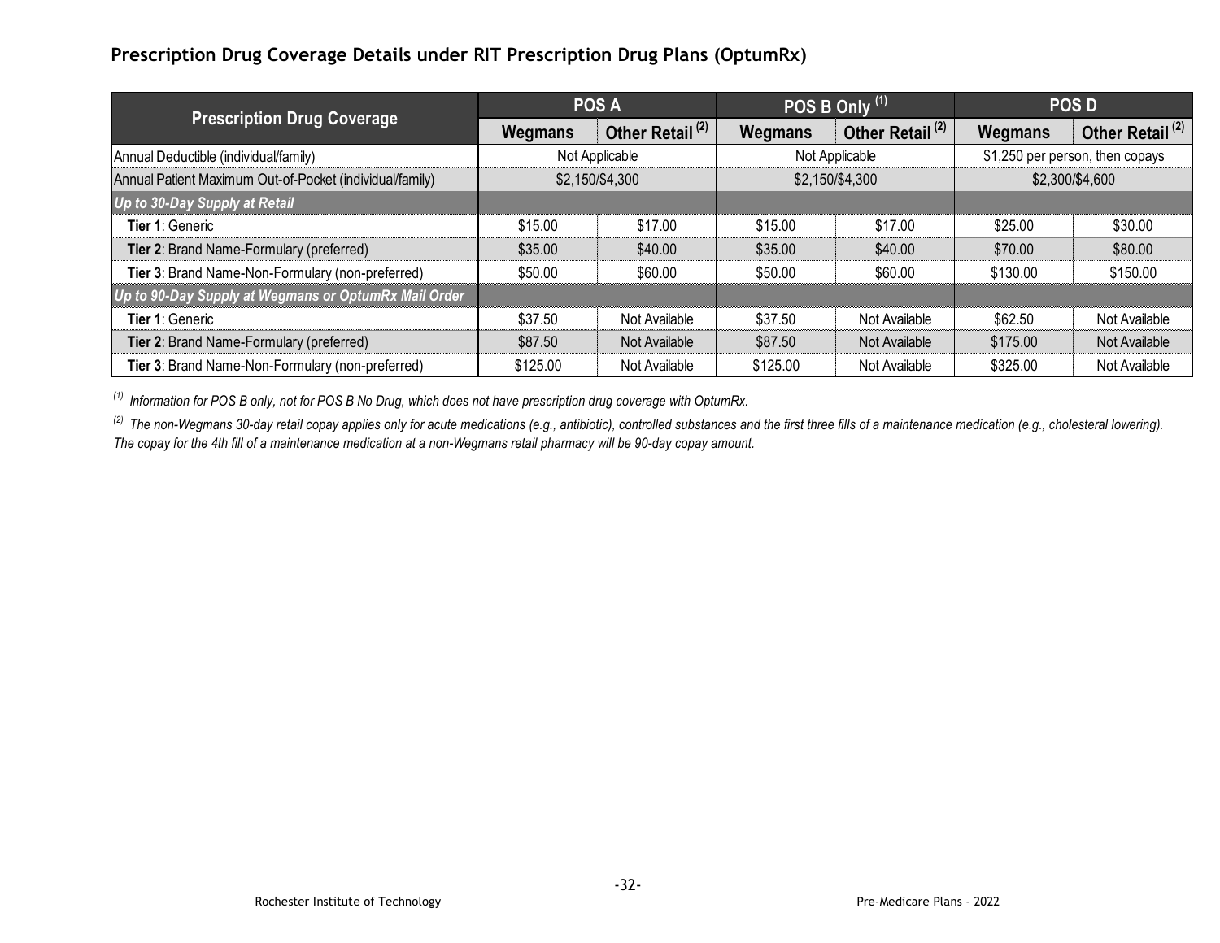## Prescription Drug Coverage Details under RIT Prescription Drug Plans (OptumRx)

| Prescription Drug Coverage | POS A | | POS B Only [1] | | POS D | |
|---|---|---|---|---|---|---|
| | Wegmans | Other Retail [2] | Wegmans | Other Retail [2] | Wegmans | Other Retail [2] |
| Annual Deductible (individual/family) | Not Applicable | | Not Applicable | | $1,250 per person, then copays | |
| Annual Patient Maximum Out-of-Pocket (individual/family) | $2,150/$4,300 | | $2,150/$4,300 | | $2,300/$4,600 | |
| ***Up to 30-Day Supply at Retail*** | | | | | | |
| **Tier 1**: Generic | $15.00 | $17.00 | $15.00 | $17.00 | $25.00 | $30.00 |
| **Tier 2**: Brand Name-Formulary (preferred) | $35.00 | $40.00 | $35.00 | $40.00 | $70.00 | $80.00 |
| **Tier 3**: Brand Name-Non-Formulary (non-preferred) | $50.00 | $60.00 | $50.00 | $60.00 | $130.00 | $150.00 |
| ***Up to 90-Day Supply at Wegmans or OptumRx Mail Order*** | | | | | | |
| **Tier 1**: Generic | $37.50 | Not Available | $37.50 | Not Available | $62.50 | Not Available |
| **Tier 2**: Brand Name-Formulary (preferred) | $87.50 | Not Available | $87.50 | Not Available | $175.00 | Not Available |
| **Tier 3**: Brand Name-Non-Formulary (non-preferred) | $125.00 | Not Available | $125.00 | Not Available | $325.00 | Not Available |

*[1] Information for POS B only, not for POS B No Drug, which does not have prescription drug coverage with OptumRx.*

*[2] The non-Wegmans 30-day retail copay applies only for acute medications (e.g., antibiotic), controlled substances and the first three fills of a maintenance medication (e.g., cholesterol lowering). The copay for the 4th fill of a maintenance medication at a non-Wegmans retail pharmacy will be 90-day copay amount.*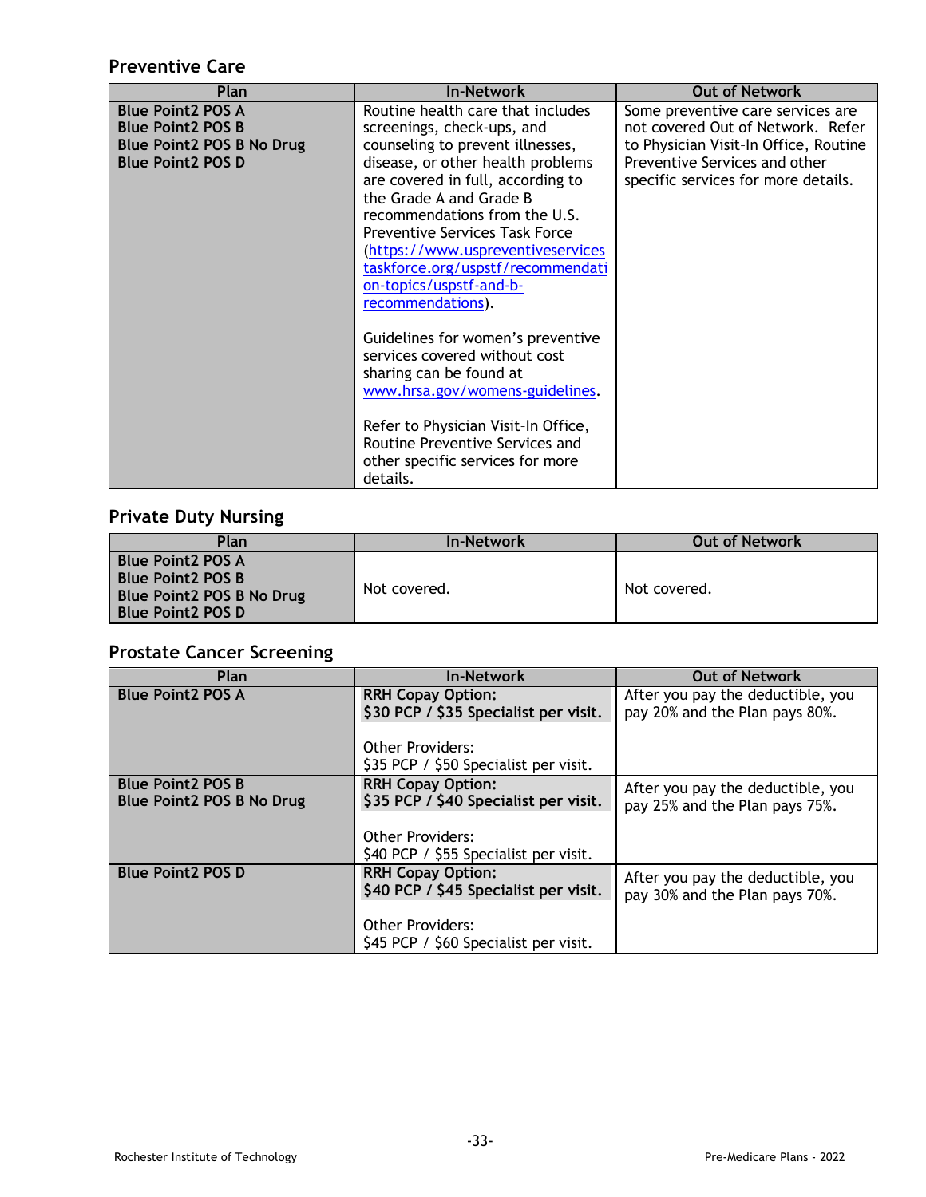## Preventive Care

| Plan | In-Network | Out of Network |
|---|---|---|
| **Blue Point2 POS A**<br>**Blue Point2 POS B**<br>**Blue Point2 POS B No Drug**<br>**Blue Point2 POS D** | Routine health care that includes screenings, check-ups, and counseling to prevent illnesses, disease, or other health problems are covered in full, according to the Grade A and Grade B recommendations from the U.S. Preventive Services Task Force ([https://www.uspreventiveservicestaskforce.org/uspstf/recommendation-topics/uspstf-and-b-recommendations](https://www.uspreventiveservicestaskforce.org/uspstf/recommendation-topics/uspstf-and-b-recommendations)).<br><br>Guidelines for women's preventive services covered without cost sharing can be found at [www.hrsa.gov/womens-guidelines](www.hrsa.gov/womens-guidelines).<br><br>Refer to Physician Visit–In Office, Routine Preventive Services and other specific services for more details. | Some preventive care services are not covered Out of Network. Refer to Physician Visit–In Office, Routine Preventive Services and other specific services for more details. |

## Private Duty Nursing

| Plan | In-Network | Out of Network |
|---|---|---|
| **Blue Point2 POS A**<br>**Blue Point2 POS B**<br>**Blue Point2 POS B No Drug**<br>**Blue Point2 POS D** | Not covered. | Not covered. |

## Prostate Cancer Screening

| Plan | In-Network | Out of Network |
|---|---|---|
| **Blue Point2 POS A** | **RRH Copay Option:**<br>**$30 PCP / $35 Specialist per visit.**<br><br>Other Providers:<br>$35 PCP / $50 Specialist per visit. | After you pay the deductible, you pay 20% and the Plan pays 80%. |
| **Blue Point2 POS B**<br>**Blue Point2 POS B No Drug** | **RRH Copay Option:**<br>**$35 PCP / $40 Specialist per visit.**<br><br>Other Providers:<br>$40 PCP / $55 Specialist per visit. | After you pay the deductible, you pay 25% and the Plan pays 75%. |
| **Blue Point2 POS D** | **RRH Copay Option:**<br>**$40 PCP / $45 Specialist per visit.**<br><br>Other Providers:<br>$45 PCP / $60 Specialist per visit. | After you pay the deductible, you pay 30% and the Plan pays 70%. |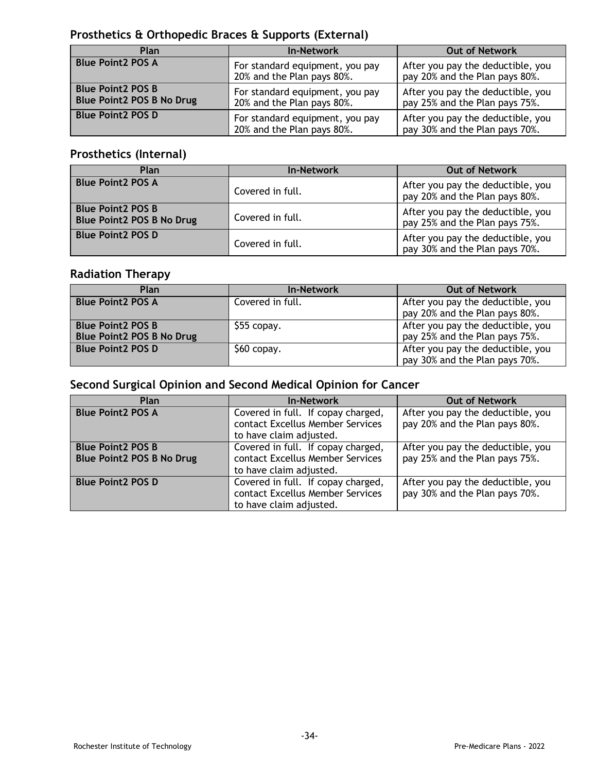## Prosthetics & Orthopedic Braces & Supports (External)

| Plan | In-Network | Out of Network |
|---|---|---|
| **Blue Point2 POS A** | For standard equipment, you pay 20% and the Plan pays 80%. | After you pay the deductible, you pay 20% and the Plan pays 80%. |
| **Blue Point2 POS B**<br>**Blue Point2 POS B No Drug** | For standard equipment, you pay 20% and the Plan pays 80%. | After you pay the deductible, you pay 25% and the Plan pays 75%. |
| **Blue Point2 POS D** | For standard equipment, you pay 20% and the Plan pays 80%. | After you pay the deductible, you pay 30% and the Plan pays 70%. |

## Prosthetics (Internal)

| Plan | In-Network | Out of Network |
|---|---|---|
| **Blue Point2 POS A** | Covered in full. | After you pay the deductible, you pay 20% and the Plan pays 80%. |
| **Blue Point2 POS B**<br>**Blue Point2 POS B No Drug** | Covered in full. | After you pay the deductible, you pay 25% and the Plan pays 75%. |
| **Blue Point2 POS D** | Covered in full. | After you pay the deductible, you pay 30% and the Plan pays 70%. |

## Radiation Therapy

| Plan | In-Network | Out of Network |
|---|---|---|
| **Blue Point2 POS A** | Covered in full. | After you pay the deductible, you pay 20% and the Plan pays 80%. |
| **Blue Point2 POS B**<br>**Blue Point2 POS B No Drug** | $55 copay. | After you pay the deductible, you pay 25% and the Plan pays 75%. |
| **Blue Point2 POS D** | $60 copay. | After you pay the deductible, you pay 30% and the Plan pays 70%. |

## Second Surgical Opinion and Second Medical Opinion for Cancer

| Plan | In-Network | Out of Network |
|---|---|---|
| **Blue Point2 POS A** | Covered in full. If copay charged, contact Excellus Member Services to have claim adjusted. | After you pay the deductible, you pay 20% and the Plan pays 80%. |
| **Blue Point2 POS B**<br>**Blue Point2 POS B No Drug** | Covered in full. If copay charged, contact Excellus Member Services to have claim adjusted. | After you pay the deductible, you pay 25% and the Plan pays 75%. |
| **Blue Point2 POS D** | Covered in full. If copay charged, contact Excellus Member Services to have claim adjusted. | After you pay the deductible, you pay 30% and the Plan pays 70%. |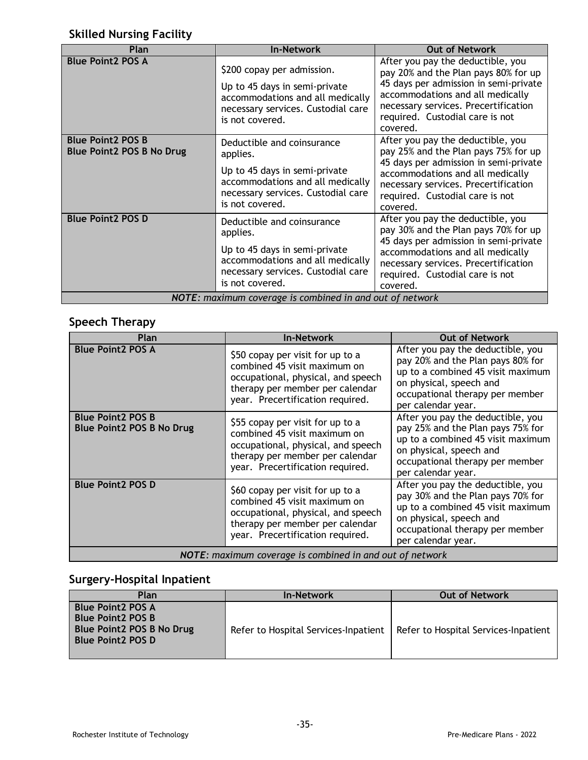## Skilled Nursing Facility

| Plan | In-Network | Out of Network |
|---|---|---|
| **Blue Point2 POS A** | $200 copay per admission. Up to 45 days in semi-private accommodations and all medically necessary services. Custodial care is not covered. | After you pay the deductible, you pay 20% and the Plan pays 80% for up 45 days per admission in semi-private accommodations and all medically necessary services. Precertification required. Custodial care is not covered. |
| **Blue Point2 POS B** **Blue Point2 POS B No Drug** | Deductible and coinsurance applies. Up to 45 days in semi-private accommodations and all medically necessary services. Custodial care is not covered. | After you pay the deductible, you pay 25% and the Plan pays 75% for up 45 days per admission in semi-private accommodations and all medically necessary services. Precertification required. Custodial care is not covered. |
| **Blue Point2 POS D** | Deductible and coinsurance applies. Up to 45 days in semi-private accommodations and all medically necessary services. Custodial care is not covered. | After you pay the deductible, you pay 30% and the Plan pays 70% for up 45 days per admission in semi-private accommodations and all medically necessary services. Precertification required. Custodial care is not covered. |
| ***NOTE**: maximum coverage is combined in and out of network* | | |

## Speech Therapy

| Plan | In-Network | Out of Network |
|---|---|---|
| **Blue Point2 POS A** | $50 copay per visit for up to a combined 45 visit maximum on occupational, physical, and speech therapy per member per calendar year. Precertification required. | After you pay the deductible, you pay 20% and the Plan pays 80% for up to a combined 45 visit maximum on physical, speech and occupational therapy per member per calendar year. |
| **Blue Point2 POS B** **Blue Point2 POS B No Drug** | $55 copay per visit for up to a combined 45 visit maximum on occupational, physical, and speech therapy per member per calendar year. Precertification required. | After you pay the deductible, you pay 25% and the Plan pays 75% for up to a combined 45 visit maximum on physical, speech and occupational therapy per member per calendar year. |
| **Blue Point2 POS D** | $60 copay per visit for up to a combined 45 visit maximum on occupational, physical, and speech therapy per member per calendar year. Precertification required. | After you pay the deductible, you pay 30% and the Plan pays 70% for up to a combined 45 visit maximum on physical, speech and occupational therapy per member per calendar year. |
| ***NOTE**: maximum coverage is combined in and out of network* | | |

## Surgery-Hospital Inpatient

| Plan | In-Network | Out of Network |
|---|---|---|
| **Blue Point2 POS A** **Blue Point2 POS B** **Blue Point2 POS B No Drug** **Blue Point2 POS D** | Refer to Hospital Services-Inpatient | Refer to Hospital Services-Inpatient |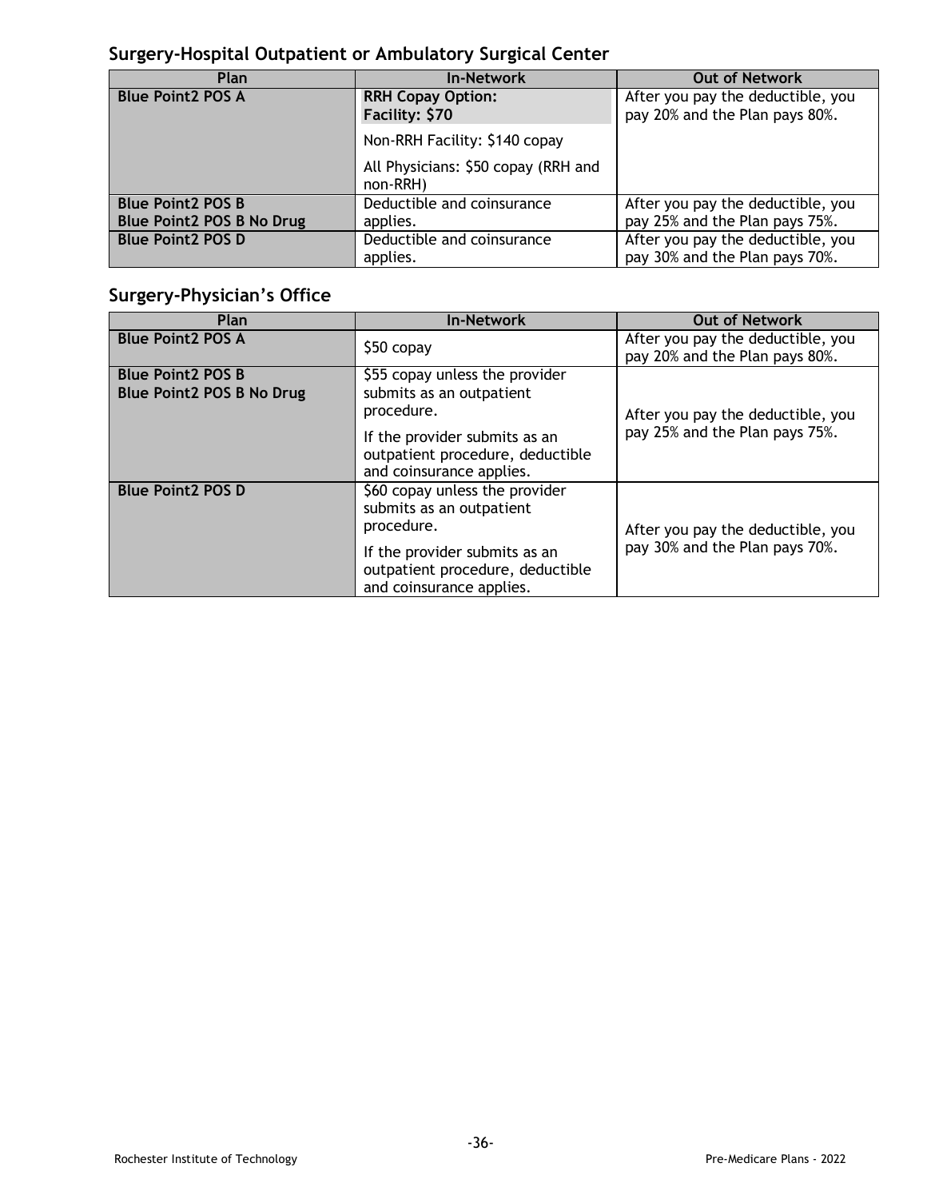## Surgery-Hospital Outpatient or Ambulatory Surgical Center

| Plan | In-Network | Out of Network |
|---|---|---|
| **Blue Point2 POS A** | **RRH Copay Option: Facility: $70**<br><br>Non-RRH Facility: $140 copay<br><br>All Physicians: $50 copay (RRH and non-RRH) | After you pay the deductible, you pay 20% and the Plan pays 80%. |
| **Blue Point2 POS B**<br>**Blue Point2 POS B No Drug** | Deductible and coinsurance applies. | After you pay the deductible, you pay 25% and the Plan pays 75%. |
| **Blue Point2 POS D** | Deductible and coinsurance applies. | After you pay the deductible, you pay 30% and the Plan pays 70%. |

## Surgery-Physician's Office

| Plan | In-Network | Out of Network |
|---|---|---|
| **Blue Point2 POS A** | $50 copay | After you pay the deductible, you pay 20% and the Plan pays 80%. |
| **Blue Point2 POS B**<br>**Blue Point2 POS B No Drug** | $55 copay unless the provider submits as an outpatient procedure.<br><br>If the provider submits as an outpatient procedure, deductible and coinsurance applies. | After you pay the deductible, you pay 25% and the Plan pays 75%. |
| **Blue Point2 POS D** | $60 copay unless the provider submits as an outpatient procedure.<br><br>If the provider submits as an outpatient procedure, deductible and coinsurance applies. | After you pay the deductible, you pay 30% and the Plan pays 70%. |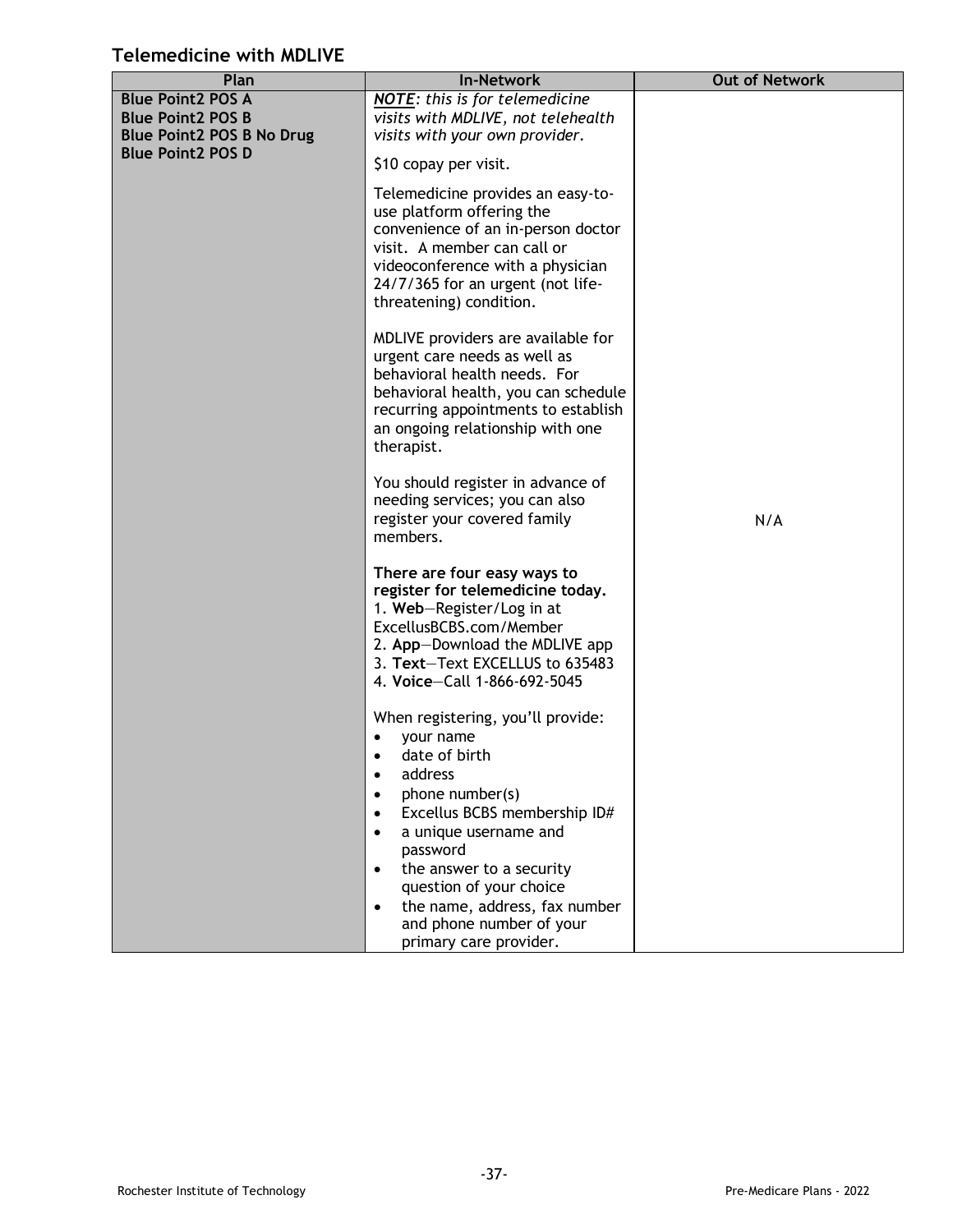## Telemedicine with MDLIVE

| Plan | In-Network | Out of Network |
|---|---|---|
| **Blue Point2 POS A**<br>**Blue Point2 POS B**<br>**Blue Point2 POS B No Drug**<br>**Blue Point2 POS D** | ***NOTE**: this is for telemedicine visits with MDLIVE, not telehealth visits with your own provider.*<br><br>$10 copay per visit.<br><br>Telemedicine provides an easy-to-use platform offering the convenience of an in-person doctor visit. A member can call or videoconference with a physician 24/7/365 for an urgent (not life-threatening) condition.<br><br>MDLIVE providers are available for urgent care needs as well as behavioral health needs. For behavioral health, you can schedule recurring appointments to establish an ongoing relationship with one therapist.<br><br>You should register in advance of needing services; you can also register your covered family members.<br><br>**There are four easy ways to register for telemedicine today.**<br>1. **Web**—Register/Log in at ExcellusBCBS.com/Member<br>2. **App**—Download the MDLIVE app<br>3. **Text**—Text EXCELLUS to 635483<br>4. **Voice**—Call 1-866-692-5045<br><br>When registering, you'll provide:<br>• your name<br>• date of birth<br>• address<br>• phone number(s)<br>• Excellus BCBS membership ID#<br>• a unique username and password<br>• the answer to a security question of your choice<br>• the name, address, fax number and phone number of your primary care provider. | N/A |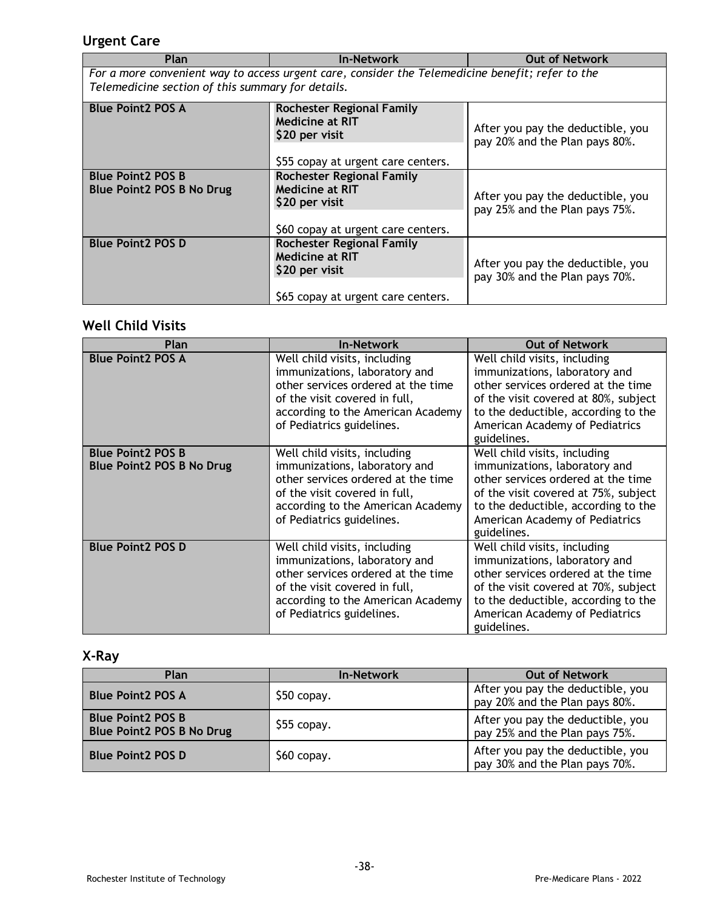## Urgent Care

| Plan | In-Network | Out of Network |
|---|---|---|
| *For a more convenient way to access urgent care, consider the Telemedicine benefit; refer to the Telemedicine section of this summary for details.* | | |
| **Blue Point2 POS A** | **Rochester Regional Family Medicine at RIT** **$20 per visit** $55 copay at urgent care centers. | After you pay the deductible, you pay 20% and the Plan pays 80%. |
| **Blue Point2 POS B** **Blue Point2 POS B No Drug** | **Rochester Regional Family Medicine at RIT** **$20 per visit** $60 copay at urgent care centers. | After you pay the deductible, you pay 25% and the Plan pays 75%. |
| **Blue Point2 POS D** | **Rochester Regional Family Medicine at RIT** **$20 per visit** $65 copay at urgent care centers. | After you pay the deductible, you pay 30% and the Plan pays 70%. |

## Well Child Visits

| Plan | In-Network | Out of Network |
|---|---|---|
| **Blue Point2 POS A** | Well child visits, including immunizations, laboratory and other services ordered at the time of the visit covered in full, according to the American Academy of Pediatrics guidelines. | Well child visits, including immunizations, laboratory and other services ordered at the time of the visit covered at 80%, subject to the deductible, according to the American Academy of Pediatrics guidelines. |
| **Blue Point2 POS B** **Blue Point2 POS B No Drug** | Well child visits, including immunizations, laboratory and other services ordered at the time of the visit covered in full, according to the American Academy of Pediatrics guidelines. | Well child visits, including immunizations, laboratory and other services ordered at the time of the visit covered at 75%, subject to the deductible, according to the American Academy of Pediatrics guidelines. |
| **Blue Point2 POS D** | Well child visits, including immunizations, laboratory and other services ordered at the time of the visit covered in full, according to the American Academy of Pediatrics guidelines. | Well child visits, including immunizations, laboratory and other services ordered at the time of the visit covered at 70%, subject to the deductible, according to the American Academy of Pediatrics guidelines. |

## X-Ray

| Plan | In-Network | Out of Network |
|---|---|---|
| **Blue Point2 POS A** | $50 copay. | After you pay the deductible, you pay 20% and the Plan pays 80%. |
| **Blue Point2 POS B** **Blue Point2 POS B No Drug** | $55 copay. | After you pay the deductible, you pay 25% and the Plan pays 75%. |
| **Blue Point2 POS D** | $60 copay. | After you pay the deductible, you pay 30% and the Plan pays 70%. |